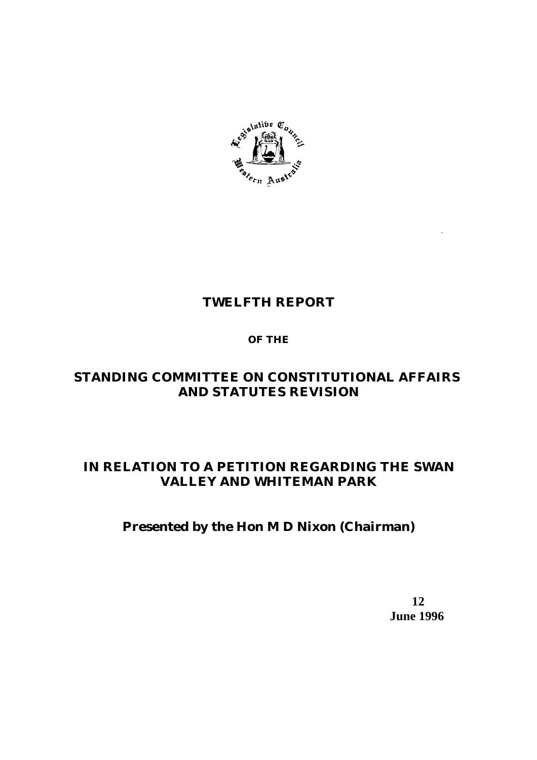# TWELFTH REPORT

**OF THE**

## STANDING COMMITTEE ON CONSTITUTIONAL AFFAIRS AND STATUTES REVISION

## IN RELATION TO A PETITION REGARDING THE SWAN VALLEY AND WHITEMAN PARK

**Presented by the Hon M D Nixon (Chairman)**

**12 June 1996**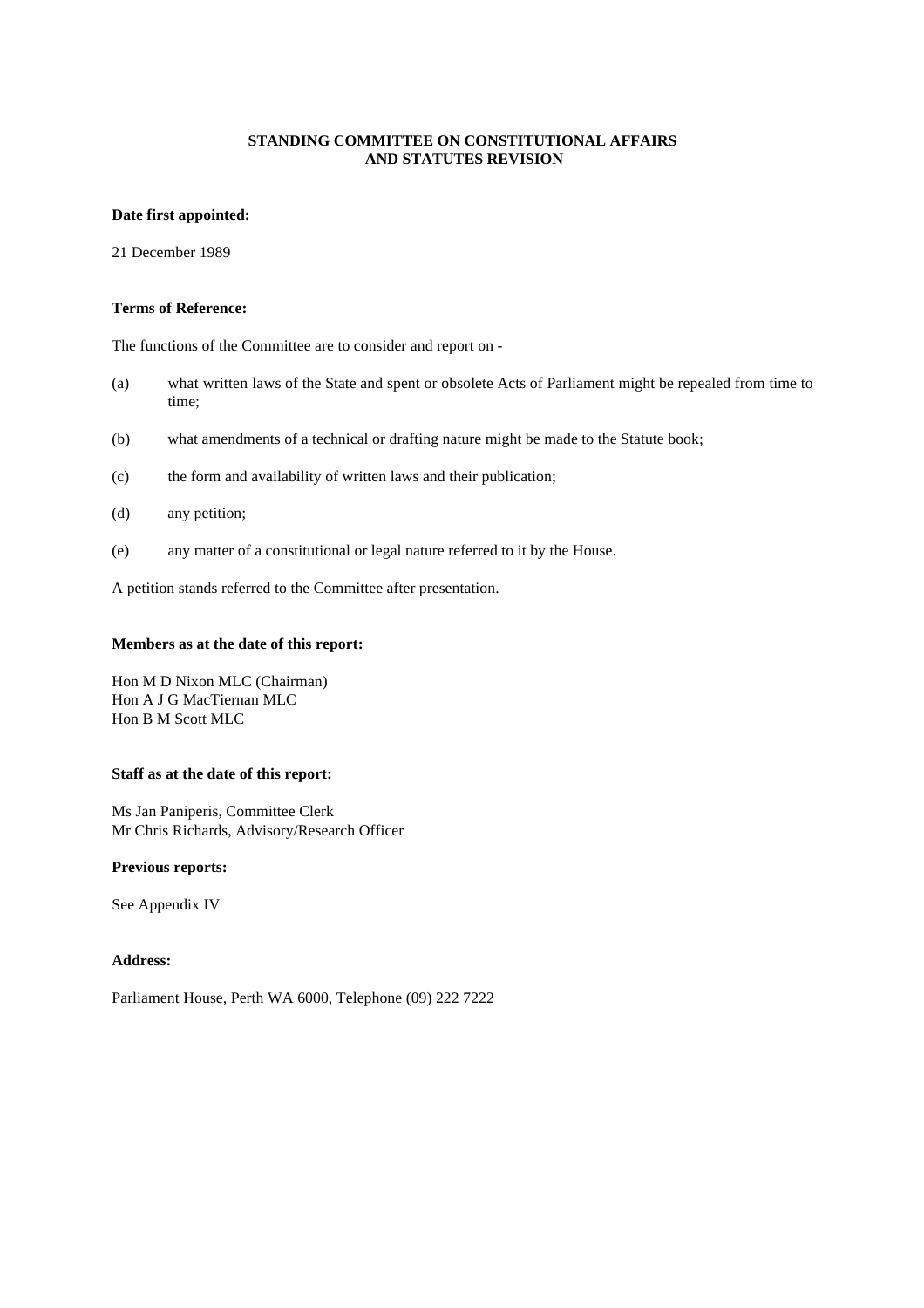# STANDING COMMITTEE ON CONSTITUTIONAL AFFAIRS AND STATUTES REVISION

**Date first appointed:**

21 December 1989

**Terms of Reference:**

The functions of the Committee are to consider and report on -

(a) what written laws of the State and spent or obsolete Acts of Parliament might be repealed from time to time;

(b) what amendments of a technical or drafting nature might be made to the Statute book;

(c) the form and availability of written laws and their publication;

(d) any petition;

(e) any matter of a constitutional or legal nature referred to it by the House.

A petition stands referred to the Committee after presentation.

**Members as at the date of this report:**

Hon M D Nixon MLC (Chairman)
Hon A J G MacTiernan MLC
Hon B M Scott MLC

**Staff as at the date of this report:**

Ms Jan Paniperis, Committee Clerk
Mr Chris Richards, Advisory/Research Officer

**Previous reports:**

See Appendix IV

**Address:**

Parliament House, Perth WA 6000, Telephone (09) 222 7222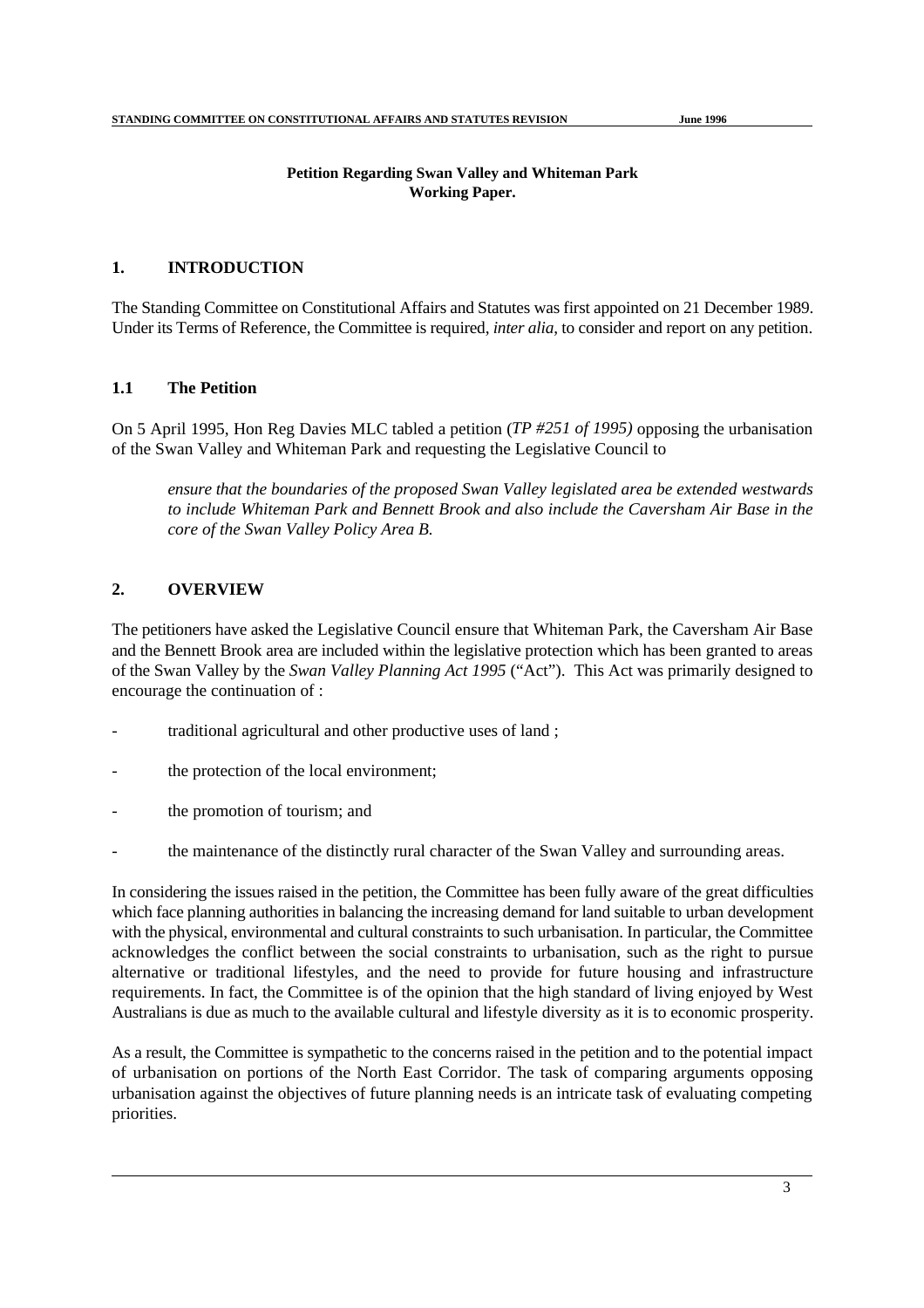**Petition Regarding Swan Valley and Whiteman Park**
**Working Paper.**

## 1. INTRODUCTION

The Standing Committee on Constitutional Affairs and Statutes was first appointed on 21 December 1989. Under its Terms of Reference, the Committee is required, *inter alia*, to consider and report on any petition.

### 1.1 The Petition

On 5 April 1995, Hon Reg Davies MLC tabled a petition (*TP #251 of 1995)* opposing the urbanisation of the Swan Valley and Whiteman Park and requesting the Legislative Council to

> *ensure that the boundaries of the proposed Swan Valley legislated area be extended westwards to include Whiteman Park and Bennett Brook and also include the Caversham Air Base in the core of the Swan Valley Policy Area B.*

## 2. OVERVIEW

The petitioners have asked the Legislative Council ensure that Whiteman Park, the Caversham Air Base and the Bennett Brook area are included within the legislative protection which has been granted to areas of the Swan Valley by the *Swan Valley Planning Act 1995* ("Act"). This Act was primarily designed to encourage the continuation of :

- traditional agricultural and other productive uses of land ;
- the protection of the local environment;
- the promotion of tourism; and
- the maintenance of the distinctly rural character of the Swan Valley and surrounding areas.

In considering the issues raised in the petition, the Committee has been fully aware of the great difficulties which face planning authorities in balancing the increasing demand for land suitable to urban development with the physical, environmental and cultural constraints to such urbanisation. In particular, the Committee acknowledges the conflict between the social constraints to urbanisation, such as the right to pursue alternative or traditional lifestyles, and the need to provide for future housing and infrastructure requirements. In fact, the Committee is of the opinion that the high standard of living enjoyed by West Australians is due as much to the available cultural and lifestyle diversity as it is to economic prosperity.

As a result, the Committee is sympathetic to the concerns raised in the petition and to the potential impact of urbanisation on portions of the North East Corridor. The task of comparing arguments opposing urbanisation against the objectives of future planning needs is an intricate task of evaluating competing priorities.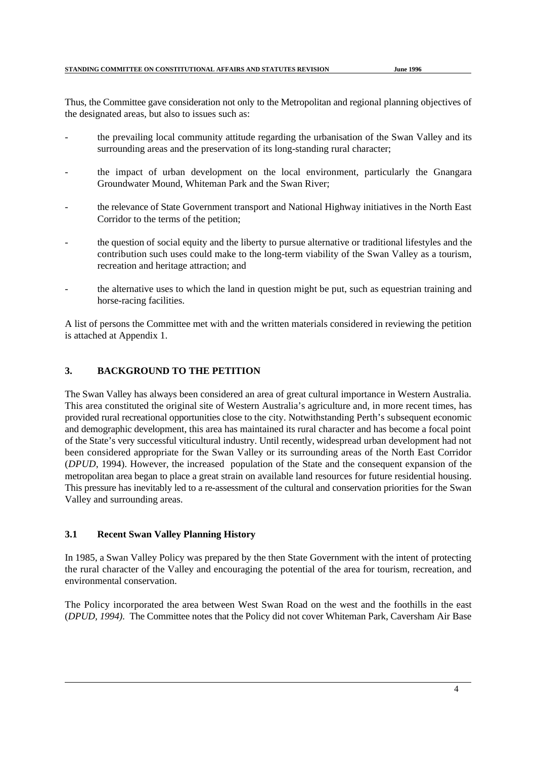Thus, the Committee gave consideration not only to the Metropolitan and regional planning objectives of the designated areas, but also to issues such as:

- the prevailing local community attitude regarding the urbanisation of the Swan Valley and its surrounding areas and the preservation of its long-standing rural character;
- the impact of urban development on the local environment, particularly the Gnangara Groundwater Mound, Whiteman Park and the Swan River;
- the relevance of State Government transport and National Highway initiatives in the North East Corridor to the terms of the petition;
- the question of social equity and the liberty to pursue alternative or traditional lifestyles and the contribution such uses could make to the long-term viability of the Swan Valley as a tourism, recreation and heritage attraction; and
- the alternative uses to which the land in question might be put, such as equestrian training and horse-racing facilities.

A list of persons the Committee met with and the written materials considered in reviewing the petition is attached at Appendix 1.

## 3. BACKGROUND TO THE PETITION

The Swan Valley has always been considered an area of great cultural importance in Western Australia. This area constituted the original site of Western Australia's agriculture and, in more recent times, has provided rural recreational opportunities close to the city. Notwithstanding Perth's subsequent economic and demographic development, this area has maintained its rural character and has become a focal point of the State's very successful viticultural industry. Until recently, widespread urban development had not been considered appropriate for the Swan Valley or its surrounding areas of the North East Corridor (*DPUD*, 1994). However, the increased population of the State and the consequent expansion of the metropolitan area began to place a great strain on available land resources for future residential housing. This pressure has inevitably led to a re-assessment of the cultural and conservation priorities for the Swan Valley and surrounding areas.

### 3.1 Recent Swan Valley Planning History

In 1985, a Swan Valley Policy was prepared by the then State Government with the intent of protecting the rural character of the Valley and encouraging the potential of the area for tourism, recreation, and environmental conservation.

The Policy incorporated the area between West Swan Road on the west and the foothills in the east (*DPUD, 1994)*. The Committee notes that the Policy did not cover Whiteman Park, Caversham Air Base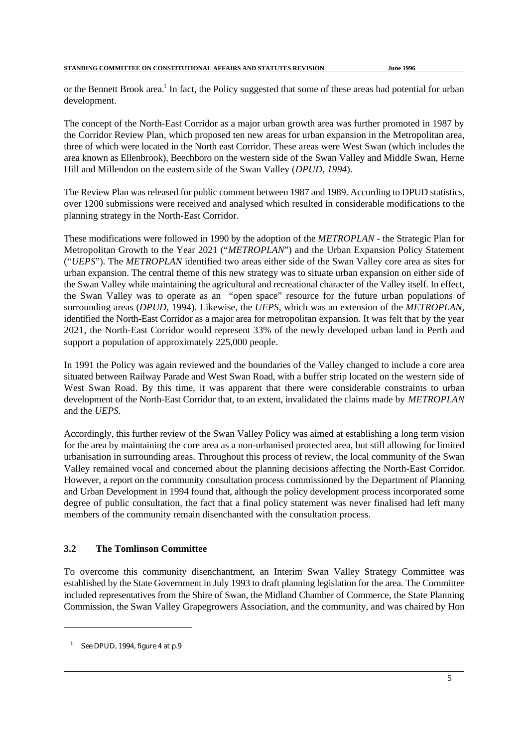or the Bennett Brook area.[1] In fact, the Policy suggested that some of these areas had potential for urban development.

The concept of the North-East Corridor as a major urban growth area was further promoted in 1987 by the Corridor Review Plan, which proposed ten new areas for urban expansion in the Metropolitan area, three of which were located in the North east Corridor. These areas were West Swan (which includes the area known as Ellenbrook), Beechboro on the western side of the Swan Valley and Middle Swan, Herne Hill and Millendon on the eastern side of the Swan Valley (*DPUD, 1994*).

The Review Plan was released for public comment between 1987 and 1989. According to DPUD statistics, over 1200 submissions were received and analysed which resulted in considerable modifications to the planning strategy in the North-East Corridor.

These modifications were followed in 1990 by the adoption of the *METROPLAN* - the Strategic Plan for Metropolitan Growth to the Year 2021 ("*METROPLAN*") and the Urban Expansion Policy Statement ("*UEPS*"). The *METROPLAN* identified two areas either side of the Swan Valley core area as sites for urban expansion. The central theme of this new strategy was to situate urban expansion on either side of the Swan Valley while maintaining the agricultural and recreational character of the Valley itself. In effect, the Swan Valley was to operate as an "open space" resource for the future urban populations of surrounding areas (*DPUD*, 1994). Likewise, the *UEPS*, which was an extension of the *METROPLAN*, identified the North-East Corridor as a major area for metropolitan expansion. It was felt that by the year 2021, the North-East Corridor would represent 33% of the newly developed urban land in Perth and support a population of approximately 225,000 people.

In 1991 the Policy was again reviewed and the boundaries of the Valley changed to include a core area situated between Railway Parade and West Swan Road, with a buffer strip located on the western side of West Swan Road. By this time, it was apparent that there were considerable constraints to urban development of the North-East Corridor that, to an extent, invalidated the claims made by *METROPLAN* and the *UEPS*.

Accordingly, this further review of the Swan Valley Policy was aimed at establishing a long term vision for the area by maintaining the core area as a non-urbanised protected area, but still allowing for limited urbanisation in surrounding areas. Throughout this process of review, the local community of the Swan Valley remained vocal and concerned about the planning decisions affecting the North-East Corridor. However, a report on the community consultation process commissioned by the Department of Planning and Urban Development in 1994 found that, although the policy development process incorporated some degree of public consultation, the fact that a final policy statement was never finalised had left many members of the community remain disenchanted with the consultation process.

### 3.2 The Tomlinson Committee

To overcome this community disenchantment, an Interim Swan Valley Strategy Committee was established by the State Government in July 1993 to draft planning legislation for the area. The Committee included representatives from the Shire of Swan, the Midland Chamber of Commerce, the State Planning Commission, the Swan Valley Grapegrowers Association, and the community, and was chaired by Hon

---

[1] See DPUD, 1994, figure 4 at p.9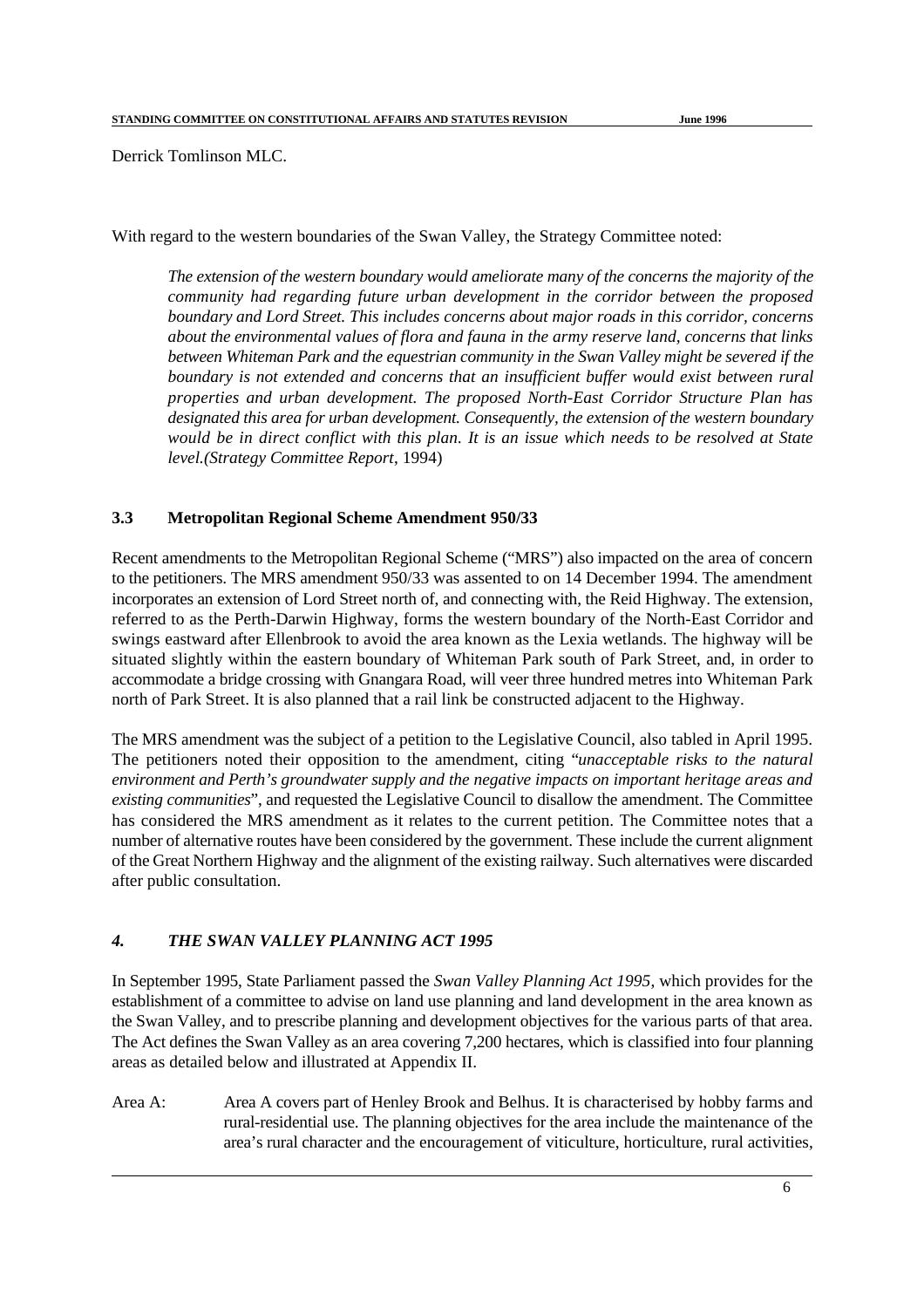Derrick Tomlinson MLC.

With regard to the western boundaries of the Swan Valley, the Strategy Committee noted:

> *The extension of the western boundary would ameliorate many of the concerns the majority of the community had regarding future urban development in the corridor between the proposed boundary and Lord Street. This includes concerns about major roads in this corridor, concerns about the environmental values of flora and fauna in the army reserve land, concerns that links between Whiteman Park and the equestrian community in the Swan Valley might be severed if the boundary is not extended and concerns that an insufficient buffer would exist between rural properties and urban development. The proposed North-East Corridor Structure Plan has designated this area for urban development. Consequently, the extension of the western boundary would be in direct conflict with this plan. It is an issue which needs to be resolved at State level.(Strategy Committee Report*, 1994)

### 3.3 Metropolitan Regional Scheme Amendment 950/33

Recent amendments to the Metropolitan Regional Scheme ("MRS") also impacted on the area of concern to the petitioners. The MRS amendment 950/33 was assented to on 14 December 1994. The amendment incorporates an extension of Lord Street north of, and connecting with, the Reid Highway. The extension, referred to as the Perth-Darwin Highway, forms the western boundary of the North-East Corridor and swings eastward after Ellenbrook to avoid the area known as the Lexia wetlands. The highway will be situated slightly within the eastern boundary of Whiteman Park south of Park Street, and, in order to accommodate a bridge crossing with Gnangara Road, will veer three hundred metres into Whiteman Park north of Park Street. It is also planned that a rail link be constructed adjacent to the Highway.

The MRS amendment was the subject of a petition to the Legislative Council, also tabled in April 1995. The petitioners noted their opposition to the amendment, citing "*unacceptable risks to the natural environment and Perth's groundwater supply and the negative impacts on important heritage areas and existing communities*", and requested the Legislative Council to disallow the amendment. The Committee has considered the MRS amendment as it relates to the current petition. The Committee notes that a number of alternative routes have been considered by the government. These include the current alignment of the Great Northern Highway and the alignment of the existing railway. Such alternatives were discarded after public consultation.

## *4. THE SWAN VALLEY PLANNING ACT 1995*

In September 1995, State Parliament passed the *Swan Valley Planning Act 1995*, which provides for the establishment of a committee to advise on land use planning and land development in the area known as the Swan Valley, and to prescribe planning and development objectives for the various parts of that area. The Act defines the Swan Valley as an area covering 7,200 hectares, which is classified into four planning areas as detailed below and illustrated at Appendix II.

Area A: Area A covers part of Henley Brook and Belhus. It is characterised by hobby farms and rural-residential use. The planning objectives for the area include the maintenance of the area's rural character and the encouragement of viticulture, horticulture, rural activities,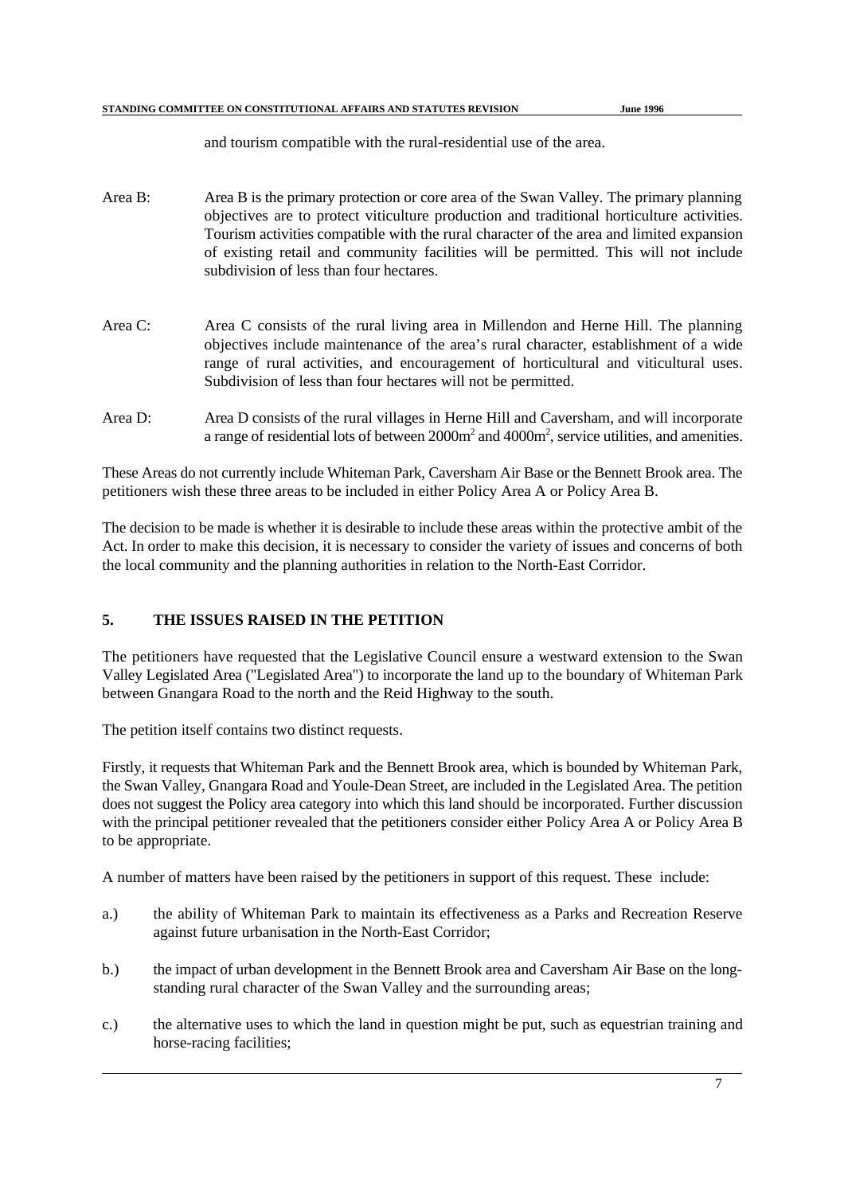and tourism compatible with the rural-residential use of the area.

Area B: Area B is the primary protection or core area of the Swan Valley. The primary planning objectives are to protect viticulture production and traditional horticulture activities. Tourism activities compatible with the rural character of the area and limited expansion of existing retail and community facilities will be permitted. This will not include subdivision of less than four hectares.

Area C: Area C consists of the rural living area in Millendon and Herne Hill. The planning objectives include maintenance of the area's rural character, establishment of a wide range of rural activities, and encouragement of horticultural and viticultural uses. Subdivision of less than four hectares will not be permitted.

Area D: Area D consists of the rural villages in Herne Hill and Caversham, and will incorporate a range of residential lots of between $2000m^2$ and $4000m^2$, service utilities, and amenities.

These Areas do not currently include Whiteman Park, Caversham Air Base or the Bennett Brook area. The petitioners wish these three areas to be included in either Policy Area A or Policy Area B.

The decision to be made is whether it is desirable to include these areas within the protective ambit of the Act. In order to make this decision, it is necessary to consider the variety of issues and concerns of both the local community and the planning authorities in relation to the North-East Corridor.

## 5. THE ISSUES RAISED IN THE PETITION

The petitioners have requested that the Legislative Council ensure a westward extension to the Swan Valley Legislated Area ("Legislated Area") to incorporate the land up to the boundary of Whiteman Park between Gnangara Road to the north and the Reid Highway to the south.

The petition itself contains two distinct requests.

Firstly, it requests that Whiteman Park and the Bennett Brook area, which is bounded by Whiteman Park, the Swan Valley, Gnangara Road and Youle-Dean Street, are included in the Legislated Area. The petition does not suggest the Policy area category into which this land should be incorporated. Further discussion with the principal petitioner revealed that the petitioners consider either Policy Area A or Policy Area B to be appropriate.

A number of matters have been raised by the petitioners in support of this request. These include:

a.) the ability of Whiteman Park to maintain its effectiveness as a Parks and Recreation Reserve against future urbanisation in the North-East Corridor;

b.) the impact of urban development in the Bennett Brook area and Caversham Air Base on the long-standing rural character of the Swan Valley and the surrounding areas;

c.) the alternative uses to which the land in question might be put, such as equestrian training and horse-racing facilities;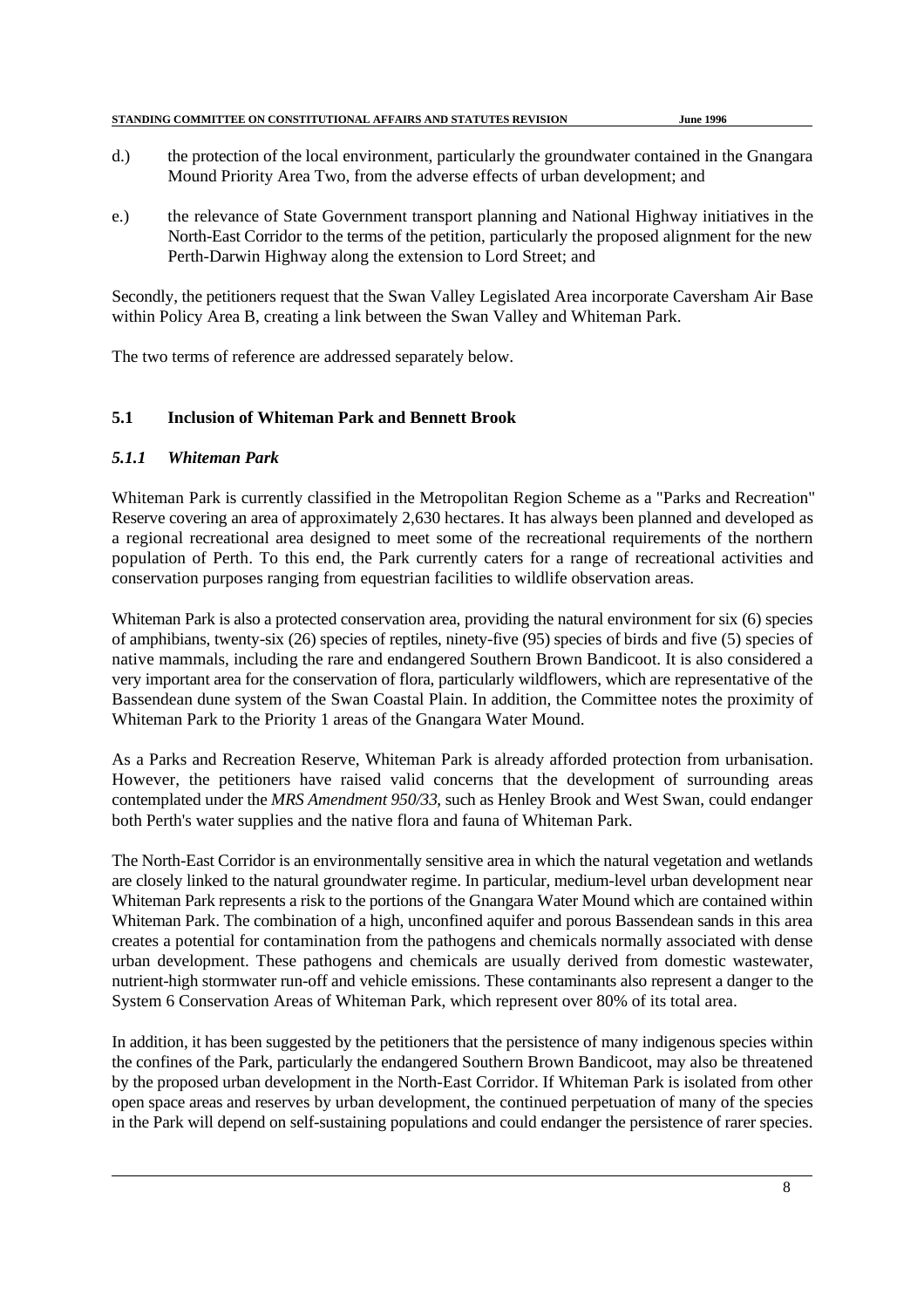d.) the protection of the local environment, particularly the groundwater contained in the Gnangara Mound Priority Area Two, from the adverse effects of urban development; and

e.) the relevance of State Government transport planning and National Highway initiatives in the North-East Corridor to the terms of the petition, particularly the proposed alignment for the new Perth-Darwin Highway along the extension to Lord Street; and

Secondly, the petitioners request that the Swan Valley Legislated Area incorporate Caversham Air Base within Policy Area B, creating a link between the Swan Valley and Whiteman Park.

The two terms of reference are addressed separately below.

## 5.1 Inclusion of Whiteman Park and Bennett Brook

### *5.1.1 Whiteman Park*

Whiteman Park is currently classified in the Metropolitan Region Scheme as a "Parks and Recreation" Reserve covering an area of approximately 2,630 hectares. It has always been planned and developed as a regional recreational area designed to meet some of the recreational requirements of the northern population of Perth. To this end, the Park currently caters for a range of recreational activities and conservation purposes ranging from equestrian facilities to wildlife observation areas.

Whiteman Park is also a protected conservation area, providing the natural environment for six (6) species of amphibians, twenty-six (26) species of reptiles, ninety-five (95) species of birds and five (5) species of native mammals, including the rare and endangered Southern Brown Bandicoot. It is also considered a very important area for the conservation of flora, particularly wildflowers, which are representative of the Bassendean dune system of the Swan Coastal Plain. In addition, the Committee notes the proximity of Whiteman Park to the Priority 1 areas of the Gnangara Water Mound.

As a Parks and Recreation Reserve, Whiteman Park is already afforded protection from urbanisation. However, the petitioners have raised valid concerns that the development of surrounding areas contemplated under the *MRS Amendment 950/33*, such as Henley Brook and West Swan, could endanger both Perth's water supplies and the native flora and fauna of Whiteman Park.

The North-East Corridor is an environmentally sensitive area in which the natural vegetation and wetlands are closely linked to the natural groundwater regime. In particular, medium-level urban development near Whiteman Park represents a risk to the portions of the Gnangara Water Mound which are contained within Whiteman Park. The combination of a high, unconfined aquifer and porous Bassendean sands in this area creates a potential for contamination from the pathogens and chemicals normally associated with dense urban development. These pathogens and chemicals are usually derived from domestic wastewater, nutrient-high stormwater run-off and vehicle emissions. These contaminants also represent a danger to the System 6 Conservation Areas of Whiteman Park, which represent over 80% of its total area.

In addition, it has been suggested by the petitioners that the persistence of many indigenous species within the confines of the Park, particularly the endangered Southern Brown Bandicoot, may also be threatened by the proposed urban development in the North-East Corridor. If Whiteman Park is isolated from other open space areas and reserves by urban development, the continued perpetuation of many of the species in the Park will depend on self-sustaining populations and could endanger the persistence of rarer species.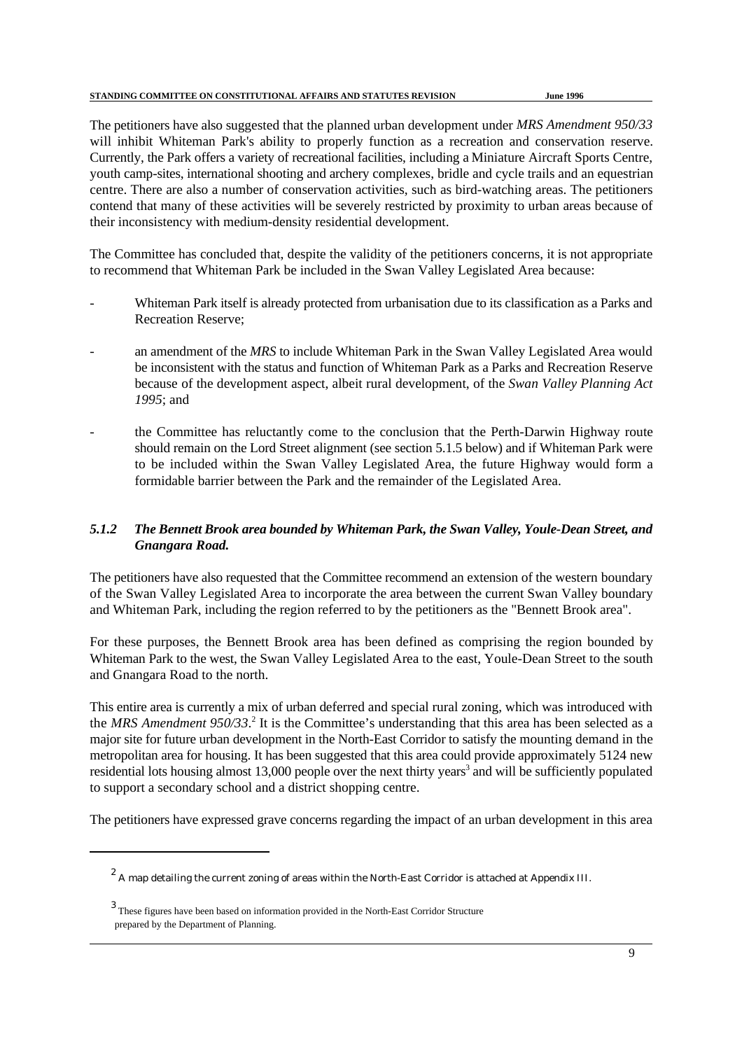The petitioners have also suggested that the planned urban development under *MRS Amendment 950/33* will inhibit Whiteman Park's ability to properly function as a recreation and conservation reserve. Currently, the Park offers a variety of recreational facilities, including a Miniature Aircraft Sports Centre, youth camp-sites, international shooting and archery complexes, bridle and cycle trails and an equestrian centre. There are also a number of conservation activities, such as bird-watching areas. The petitioners contend that many of these activities will be severely restricted by proximity to urban areas because of their inconsistency with medium-density residential development.

The Committee has concluded that, despite the validity of the petitioners concerns, it is not appropriate to recommend that Whiteman Park be included in the Swan Valley Legislated Area because:

- Whiteman Park itself is already protected from urbanisation due to its classification as a Parks and Recreation Reserve;
- an amendment of the *MRS* to include Whiteman Park in the Swan Valley Legislated Area would be inconsistent with the status and function of Whiteman Park as a Parks and Recreation Reserve because of the development aspect, albeit rural development, of the *Swan Valley Planning Act 1995*; and
- the Committee has reluctantly come to the conclusion that the Perth-Darwin Highway route should remain on the Lord Street alignment (see section 5.1.5 below) and if Whiteman Park were to be included within the Swan Valley Legislated Area, the future Highway would form a formidable barrier between the Park and the remainder of the Legislated Area.

### *5.1.2 The Bennett Brook area bounded by Whiteman Park, the Swan Valley, Youle-Dean Street, and Gnangara Road.*

The petitioners have also requested that the Committee recommend an extension of the western boundary of the Swan Valley Legislated Area to incorporate the area between the current Swan Valley boundary and Whiteman Park, including the region referred to by the petitioners as the "Bennett Brook area".

For these purposes, the Bennett Brook area has been defined as comprising the region bounded by Whiteman Park to the west, the Swan Valley Legislated Area to the east, Youle-Dean Street to the south and Gnangara Road to the north.

This entire area is currently a mix of urban deferred and special rural zoning, which was introduced with the *MRS Amendment 950/33*.[2] It is the Committee's understanding that this area has been selected as a major site for future urban development in the North-East Corridor to satisfy the mounting demand in the metropolitan area for housing. It has been suggested that this area could provide approximately 5124 new residential lots housing almost 13,000 people over the next thirty years[3] and will be sufficiently populated to support a secondary school and a district shopping centre.

The petitioners have expressed grave concerns regarding the impact of an urban development in this area

---

[2] A map detailing the current zoning of areas within the North-East Corridor is attached at Appendix III.

[3] These figures have been based on information provided in the North-East Corridor Structure prepared by the Department of Planning.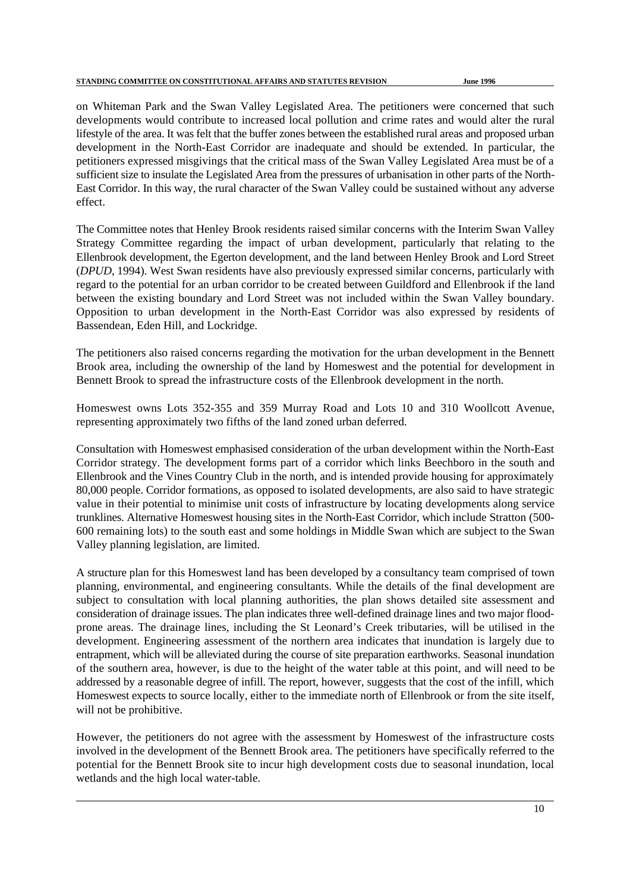on Whiteman Park and the Swan Valley Legislated Area. The petitioners were concerned that such developments would contribute to increased local pollution and crime rates and would alter the rural lifestyle of the area. It was felt that the buffer zones between the established rural areas and proposed urban development in the North-East Corridor are inadequate and should be extended. In particular, the petitioners expressed misgivings that the critical mass of the Swan Valley Legislated Area must be of a sufficient size to insulate the Legislated Area from the pressures of urbanisation in other parts of the North-East Corridor. In this way, the rural character of the Swan Valley could be sustained without any adverse effect.

The Committee notes that Henley Brook residents raised similar concerns with the Interim Swan Valley Strategy Committee regarding the impact of urban development, particularly that relating to the Ellenbrook development, the Egerton development, and the land between Henley Brook and Lord Street (*DPUD*, 1994). West Swan residents have also previously expressed similar concerns, particularly with regard to the potential for an urban corridor to be created between Guildford and Ellenbrook if the land between the existing boundary and Lord Street was not included within the Swan Valley boundary. Opposition to urban development in the North-East Corridor was also expressed by residents of Bassendean, Eden Hill, and Lockridge.

The petitioners also raised concerns regarding the motivation for the urban development in the Bennett Brook area, including the ownership of the land by Homeswest and the potential for development in Bennett Brook to spread the infrastructure costs of the Ellenbrook development in the north.

Homeswest owns Lots 352-355 and 359 Murray Road and Lots 10 and 310 Woollcott Avenue, representing approximately two fifths of the land zoned urban deferred.

Consultation with Homeswest emphasised consideration of the urban development within the North-East Corridor strategy. The development forms part of a corridor which links Beechboro in the south and Ellenbrook and the Vines Country Club in the north, and is intended provide housing for approximately 80,000 people. Corridor formations, as opposed to isolated developments, are also said to have strategic value in their potential to minimise unit costs of infrastructure by locating developments along service trunklines. Alternative Homeswest housing sites in the North-East Corridor, which include Stratton (500-600 remaining lots) to the south east and some holdings in Middle Swan which are subject to the Swan Valley planning legislation, are limited.

A structure plan for this Homeswest land has been developed by a consultancy team comprised of town planning, environmental, and engineering consultants. While the details of the final development are subject to consultation with local planning authorities, the plan shows detailed site assessment and consideration of drainage issues. The plan indicates three well-defined drainage lines and two major flood-prone areas. The drainage lines, including the St Leonard's Creek tributaries, will be utilised in the development. Engineering assessment of the northern area indicates that inundation is largely due to entrapment, which will be alleviated during the course of site preparation earthworks. Seasonal inundation of the southern area, however, is due to the height of the water table at this point, and will need to be addressed by a reasonable degree of infill. The report, however, suggests that the cost of the infill, which Homeswest expects to source locally, either to the immediate north of Ellenbrook or from the site itself, will not be prohibitive.

However, the petitioners do not agree with the assessment by Homeswest of the infrastructure costs involved in the development of the Bennett Brook area. The petitioners have specifically referred to the potential for the Bennett Brook site to incur high development costs due to seasonal inundation, local wetlands and the high local water-table.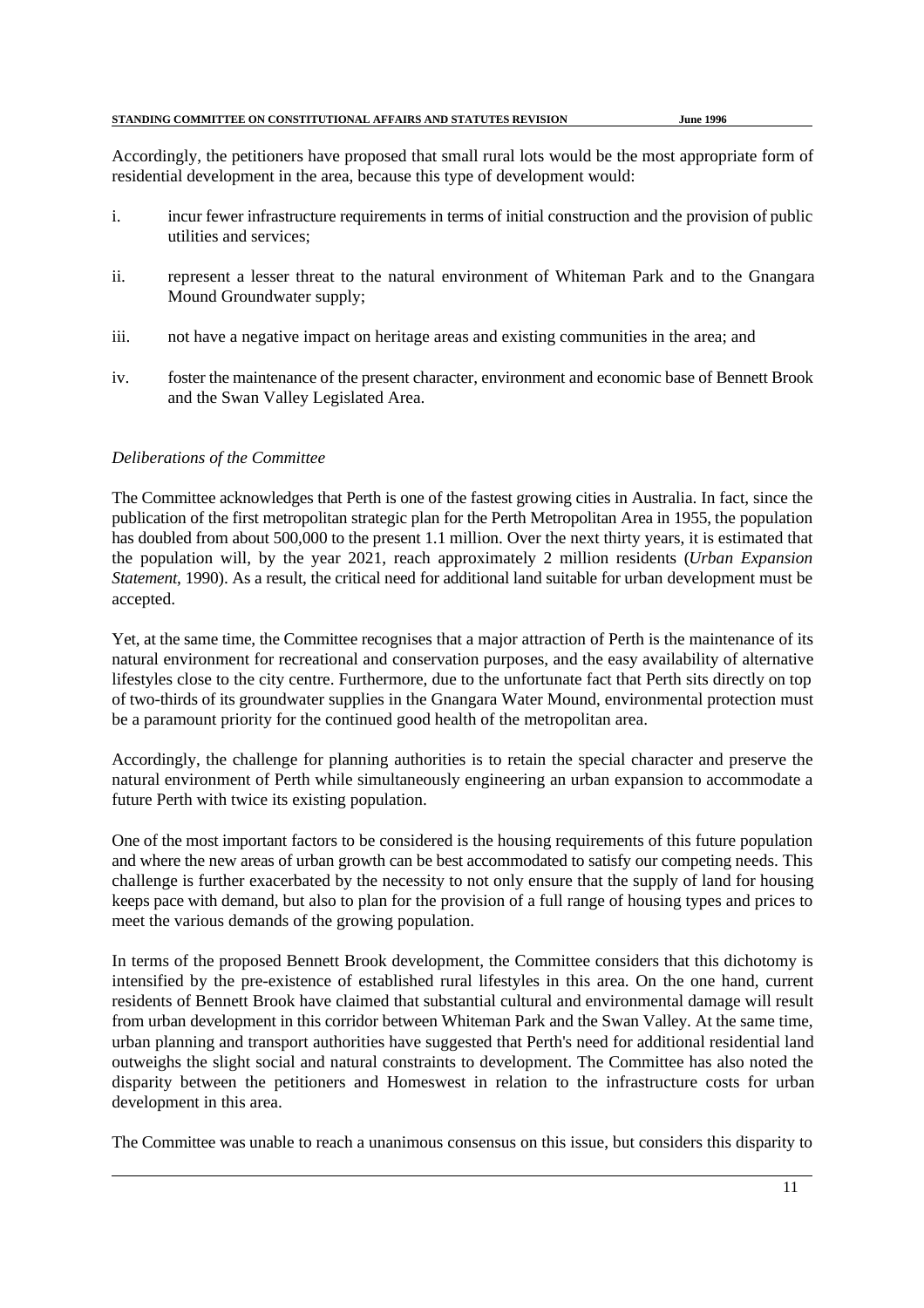Accordingly, the petitioners have proposed that small rural lots would be the most appropriate form of residential development in the area, because this type of development would:

i. incur fewer infrastructure requirements in terms of initial construction and the provision of public utilities and services;

ii. represent a lesser threat to the natural environment of Whiteman Park and to the Gnangara Mound Groundwater supply;

iii. not have a negative impact on heritage areas and existing communities in the area; and

iv. foster the maintenance of the present character, environment and economic base of Bennett Brook and the Swan Valley Legislated Area.

*Deliberations of the Committee*

The Committee acknowledges that Perth is one of the fastest growing cities in Australia. In fact, since the publication of the first metropolitan strategic plan for the Perth Metropolitan Area in 1955, the population has doubled from about 500,000 to the present 1.1 million. Over the next thirty years, it is estimated that the population will, by the year 2021, reach approximately 2 million residents (*Urban Expansion Statement*, 1990). As a result, the critical need for additional land suitable for urban development must be accepted.

Yet, at the same time, the Committee recognises that a major attraction of Perth is the maintenance of its natural environment for recreational and conservation purposes, and the easy availability of alternative lifestyles close to the city centre. Furthermore, due to the unfortunate fact that Perth sits directly on top of two-thirds of its groundwater supplies in the Gnangara Water Mound, environmental protection must be a paramount priority for the continued good health of the metropolitan area.

Accordingly, the challenge for planning authorities is to retain the special character and preserve the natural environment of Perth while simultaneously engineering an urban expansion to accommodate a future Perth with twice its existing population.

One of the most important factors to be considered is the housing requirements of this future population and where the new areas of urban growth can be best accommodated to satisfy our competing needs. This challenge is further exacerbated by the necessity to not only ensure that the supply of land for housing keeps pace with demand, but also to plan for the provision of a full range of housing types and prices to meet the various demands of the growing population.

In terms of the proposed Bennett Brook development, the Committee considers that this dichotomy is intensified by the pre-existence of established rural lifestyles in this area. On the one hand, current residents of Bennett Brook have claimed that substantial cultural and environmental damage will result from urban development in this corridor between Whiteman Park and the Swan Valley. At the same time, urban planning and transport authorities have suggested that Perth's need for additional residential land outweighs the slight social and natural constraints to development. The Committee has also noted the disparity between the petitioners and Homeswest in relation to the infrastructure costs for urban development in this area.

The Committee was unable to reach a unanimous consensus on this issue, but considers this disparity to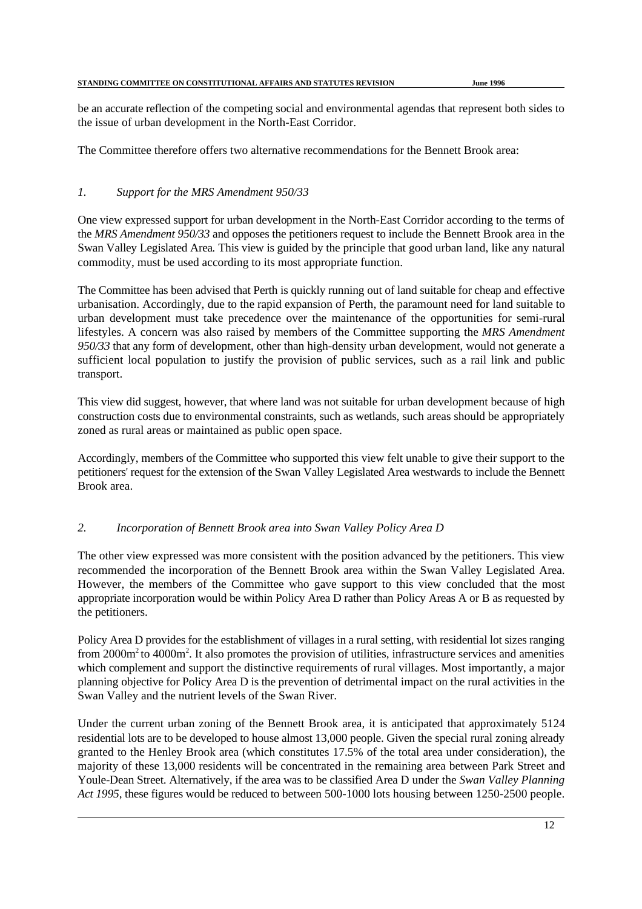be an accurate reflection of the competing social and environmental agendas that represent both sides to the issue of urban development in the North-East Corridor.

The Committee therefore offers two alternative recommendations for the Bennett Brook area:

*1. Support for the MRS Amendment 950/33*

One view expressed support for urban development in the North-East Corridor according to the terms of the *MRS Amendment 950/33* and opposes the petitioners request to include the Bennett Brook area in the Swan Valley Legislated Area. This view is guided by the principle that good urban land, like any natural commodity, must be used according to its most appropriate function.

The Committee has been advised that Perth is quickly running out of land suitable for cheap and effective urbanisation. Accordingly, due to the rapid expansion of Perth, the paramount need for land suitable to urban development must take precedence over the maintenance of the opportunities for semi-rural lifestyles. A concern was also raised by members of the Committee supporting the *MRS Amendment 950/33* that any form of development, other than high-density urban development, would not generate a sufficient local population to justify the provision of public services, such as a rail link and public transport.

This view did suggest, however, that where land was not suitable for urban development because of high construction costs due to environmental constraints, such as wetlands, such areas should be appropriately zoned as rural areas or maintained as public open space.

Accordingly, members of the Committee who supported this view felt unable to give their support to the petitioners' request for the extension of the Swan Valley Legislated Area westwards to include the Bennett Brook area.

*2. Incorporation of Bennett Brook area into Swan Valley Policy Area D*

The other view expressed was more consistent with the position advanced by the petitioners. This view recommended the incorporation of the Bennett Brook area within the Swan Valley Legislated Area. However, the members of the Committee who gave support to this view concluded that the most appropriate incorporation would be within Policy Area D rather than Policy Areas A or B as requested by the petitioners.

Policy Area D provides for the establishment of villages in a rural setting, with residential lot sizes ranging from $2000m^2$ to $4000m^2$. It also promotes the provision of utilities, infrastructure services and amenities which complement and support the distinctive requirements of rural villages. Most importantly, a major planning objective for Policy Area D is the prevention of detrimental impact on the rural activities in the Swan Valley and the nutrient levels of the Swan River.

Under the current urban zoning of the Bennett Brook area, it is anticipated that approximately 5124 residential lots are to be developed to house almost 13,000 people. Given the special rural zoning already granted to the Henley Brook area (which constitutes 17.5% of the total area under consideration), the majority of these 13,000 residents will be concentrated in the remaining area between Park Street and Youle-Dean Street. Alternatively, if the area was to be classified Area D under the *Swan Valley Planning Act 1995*, these figures would be reduced to between 500-1000 lots housing between 1250-2500 people.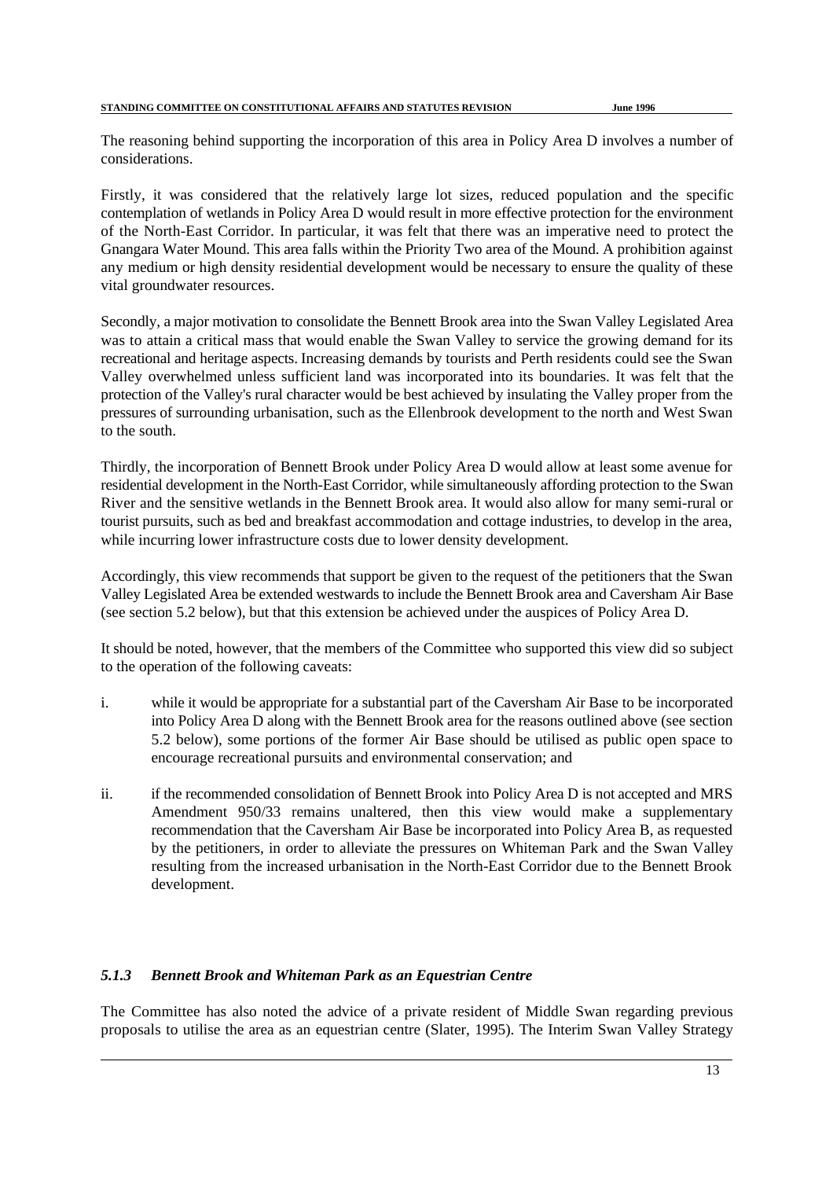The reasoning behind supporting the incorporation of this area in Policy Area D involves a number of considerations.

Firstly, it was considered that the relatively large lot sizes, reduced population and the specific contemplation of wetlands in Policy Area D would result in more effective protection for the environment of the North-East Corridor. In particular, it was felt that there was an imperative need to protect the Gnangara Water Mound. This area falls within the Priority Two area of the Mound. A prohibition against any medium or high density residential development would be necessary to ensure the quality of these vital groundwater resources.

Secondly, a major motivation to consolidate the Bennett Brook area into the Swan Valley Legislated Area was to attain a critical mass that would enable the Swan Valley to service the growing demand for its recreational and heritage aspects. Increasing demands by tourists and Perth residents could see the Swan Valley overwhelmed unless sufficient land was incorporated into its boundaries. It was felt that the protection of the Valley's rural character would be best achieved by insulating the Valley proper from the pressures of surrounding urbanisation, such as the Ellenbrook development to the north and West Swan to the south.

Thirdly, the incorporation of Bennett Brook under Policy Area D would allow at least some avenue for residential development in the North-East Corridor, while simultaneously affording protection to the Swan River and the sensitive wetlands in the Bennett Brook area. It would also allow for many semi-rural or tourist pursuits, such as bed and breakfast accommodation and cottage industries, to develop in the area, while incurring lower infrastructure costs due to lower density development.

Accordingly, this view recommends that support be given to the request of the petitioners that the Swan Valley Legislated Area be extended westwards to include the Bennett Brook area and Caversham Air Base (see section 5.2 below), but that this extension be achieved under the auspices of Policy Area D.

It should be noted, however, that the members of the Committee who supported this view did so subject to the operation of the following caveats:

i. while it would be appropriate for a substantial part of the Caversham Air Base to be incorporated into Policy Area D along with the Bennett Brook area for the reasons outlined above (see section 5.2 below), some portions of the former Air Base should be utilised as public open space to encourage recreational pursuits and environmental conservation; and

ii. if the recommended consolidation of Bennett Brook into Policy Area D is not accepted and MRS Amendment 950/33 remains unaltered, then this view would make a supplementary recommendation that the Caversham Air Base be incorporated into Policy Area B, as requested by the petitioners, in order to alleviate the pressures on Whiteman Park and the Swan Valley resulting from the increased urbanisation in the North-East Corridor due to the Bennett Brook development.

### *5.1.3 Bennett Brook and Whiteman Park as an Equestrian Centre*

The Committee has also noted the advice of a private resident of Middle Swan regarding previous proposals to utilise the area as an equestrian centre (Slater, 1995). The Interim Swan Valley Strategy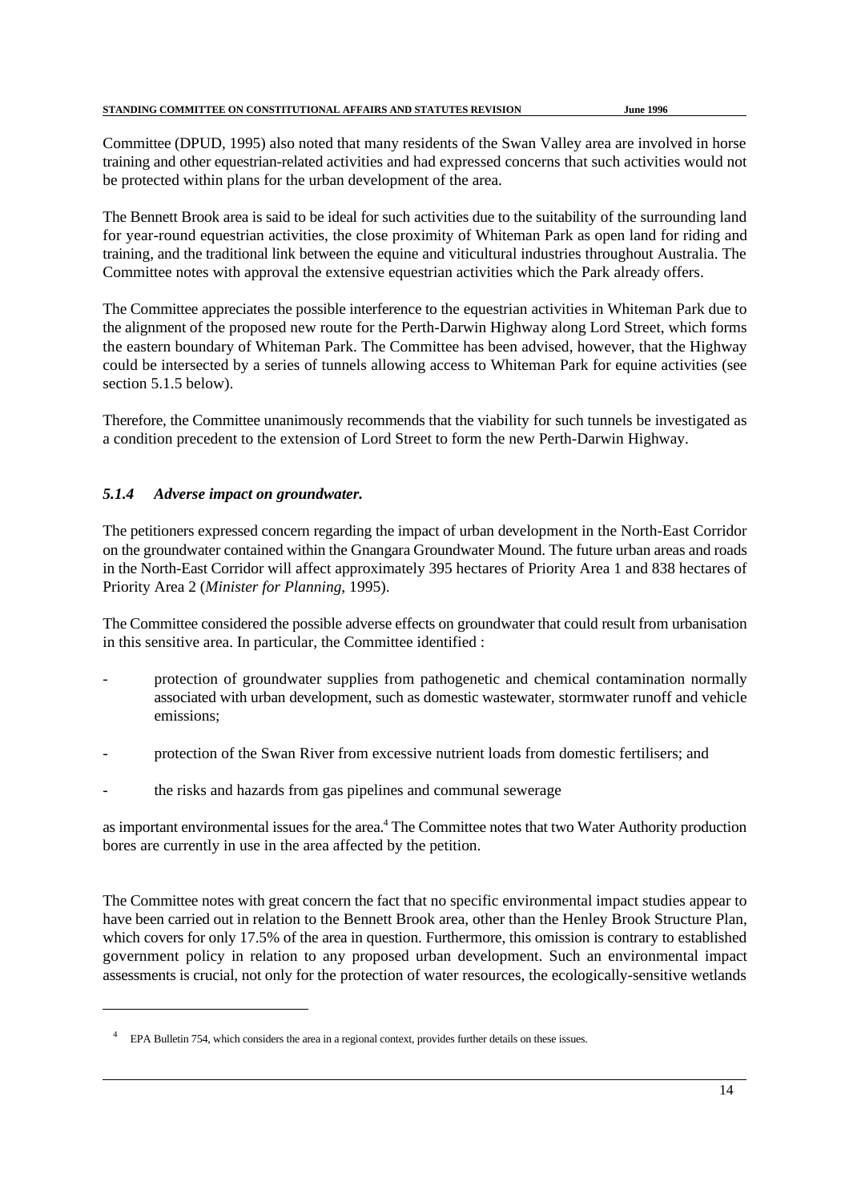Committee (DPUD, 1995) also noted that many residents of the Swan Valley area are involved in horse training and other equestrian-related activities and had expressed concerns that such activities would not be protected within plans for the urban development of the area.

The Bennett Brook area is said to be ideal for such activities due to the suitability of the surrounding land for year-round equestrian activities, the close proximity of Whiteman Park as open land for riding and training, and the traditional link between the equine and viticultural industries throughout Australia. The Committee notes with approval the extensive equestrian activities which the Park already offers.

The Committee appreciates the possible interference to the equestrian activities in Whiteman Park due to the alignment of the proposed new route for the Perth-Darwin Highway along Lord Street, which forms the eastern boundary of Whiteman Park. The Committee has been advised, however, that the Highway could be intersected by a series of tunnels allowing access to Whiteman Park for equine activities (see section 5.1.5 below).

Therefore, the Committee unanimously recommends that the viability for such tunnels be investigated as a condition precedent to the extension of Lord Street to form the new Perth-Darwin Highway.

### *5.1.4 Adverse impact on groundwater.*

The petitioners expressed concern regarding the impact of urban development in the North-East Corridor on the groundwater contained within the Gnangara Groundwater Mound. The future urban areas and roads in the North-East Corridor will affect approximately 395 hectares of Priority Area 1 and 838 hectares of Priority Area 2 (*Minister for Planning*, 1995).

The Committee considered the possible adverse effects on groundwater that could result from urbanisation in this sensitive area. In particular, the Committee identified :

- protection of groundwater supplies from pathogenetic and chemical contamination normally associated with urban development, such as domestic wastewater, stormwater runoff and vehicle emissions;
- protection of the Swan River from excessive nutrient loads from domestic fertilisers; and
- the risks and hazards from gas pipelines and communal sewerage

as important environmental issues for the area.[4] The Committee notes that two Water Authority production bores are currently in use in the area affected by the petition.

The Committee notes with great concern the fact that no specific environmental impact studies appear to have been carried out in relation to the Bennett Brook area, other than the Henley Brook Structure Plan, which covers for only 17.5% of the area in question. Furthermore, this omission is contrary to established government policy in relation to any proposed urban development. Such an environmental impact assessments is crucial, not only for the protection of water resources, the ecologically-sensitive wetlands

[4] EPA Bulletin 754, which considers the area in a regional context, provides further details on these issues.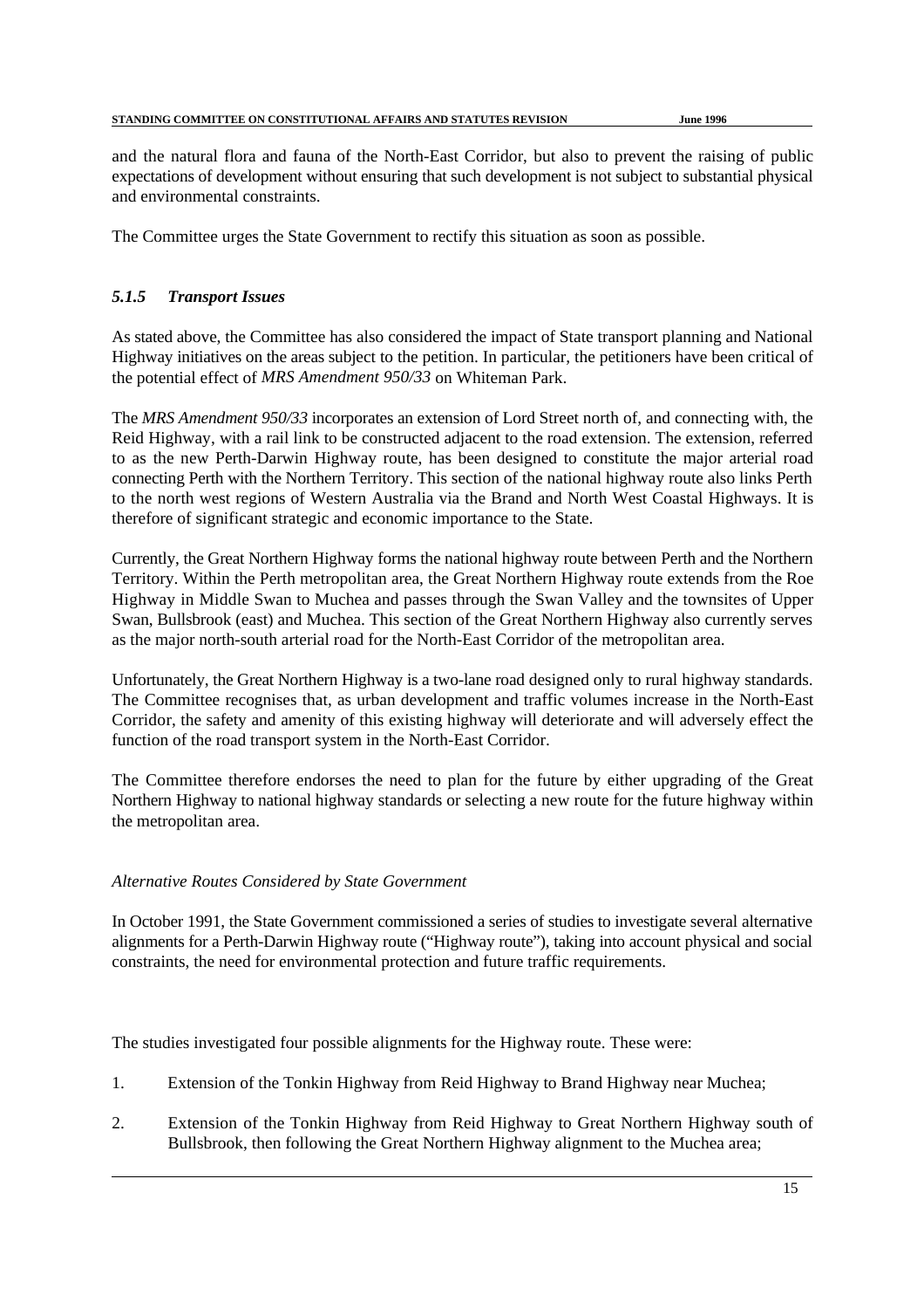and the natural flora and fauna of the North-East Corridor, but also to prevent the raising of public expectations of development without ensuring that such development is not subject to substantial physical and environmental constraints.

The Committee urges the State Government to rectify this situation as soon as possible.

### *5.1.5 Transport Issues*

As stated above, the Committee has also considered the impact of State transport planning and National Highway initiatives on the areas subject to the petition. In particular, the petitioners have been critical of the potential effect of *MRS Amendment 950/33* on Whiteman Park.

The *MRS Amendment 950/33* incorporates an extension of Lord Street north of, and connecting with, the Reid Highway, with a rail link to be constructed adjacent to the road extension. The extension, referred to as the new Perth-Darwin Highway route, has been designed to constitute the major arterial road connecting Perth with the Northern Territory. This section of the national highway route also links Perth to the north west regions of Western Australia via the Brand and North West Coastal Highways. It is therefore of significant strategic and economic importance to the State.

Currently, the Great Northern Highway forms the national highway route between Perth and the Northern Territory. Within the Perth metropolitan area, the Great Northern Highway route extends from the Roe Highway in Middle Swan to Muchea and passes through the Swan Valley and the townsites of Upper Swan, Bullsbrook (east) and Muchea. This section of the Great Northern Highway also currently serves as the major north-south arterial road for the North-East Corridor of the metropolitan area.

Unfortunately, the Great Northern Highway is a two-lane road designed only to rural highway standards. The Committee recognises that, as urban development and traffic volumes increase in the North-East Corridor, the safety and amenity of this existing highway will deteriorate and will adversely effect the function of the road transport system in the North-East Corridor.

The Committee therefore endorses the need to plan for the future by either upgrading of the Great Northern Highway to national highway standards or selecting a new route for the future highway within the metropolitan area.

*Alternative Routes Considered by State Government*

In October 1991, the State Government commissioned a series of studies to investigate several alternative alignments for a Perth-Darwin Highway route ("Highway route"), taking into account physical and social constraints, the need for environmental protection and future traffic requirements.

The studies investigated four possible alignments for the Highway route. These were:

1. Extension of the Tonkin Highway from Reid Highway to Brand Highway near Muchea;
2. Extension of the Tonkin Highway from Reid Highway to Great Northern Highway south of Bullsbrook, then following the Great Northern Highway alignment to the Muchea area;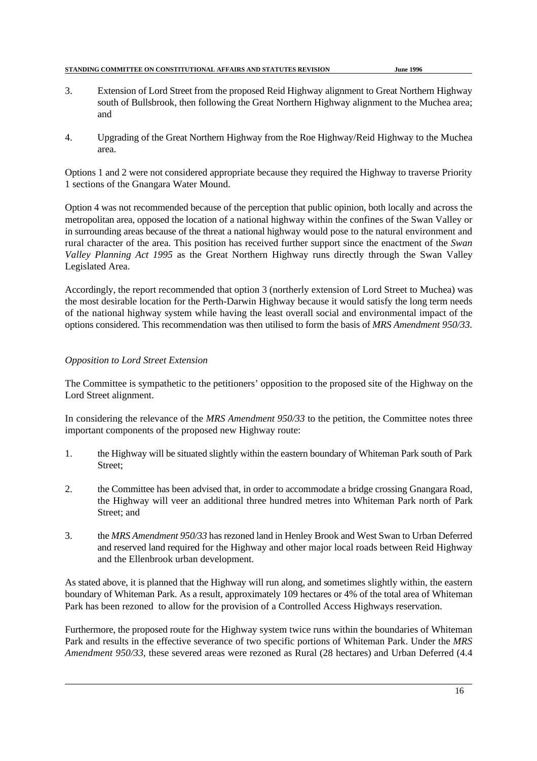3. Extension of Lord Street from the proposed Reid Highway alignment to Great Northern Highway south of Bullsbrook, then following the Great Northern Highway alignment to the Muchea area; and

4. Upgrading of the Great Northern Highway from the Roe Highway/Reid Highway to the Muchea area.

Options 1 and 2 were not considered appropriate because they required the Highway to traverse Priority 1 sections of the Gnangara Water Mound.

Option 4 was not recommended because of the perception that public opinion, both locally and across the metropolitan area, opposed the location of a national highway within the confines of the Swan Valley or in surrounding areas because of the threat a national highway would pose to the natural environment and rural character of the area. This position has received further support since the enactment of the *Swan Valley Planning Act 1995* as the Great Northern Highway runs directly through the Swan Valley Legislated Area.

Accordingly, the report recommended that option 3 (northerly extension of Lord Street to Muchea) was the most desirable location for the Perth-Darwin Highway because it would satisfy the long term needs of the national highway system while having the least overall social and environmental impact of the options considered. This recommendation was then utilised to form the basis of *MRS Amendment 950/33*.

*Opposition to Lord Street Extension*

The Committee is sympathetic to the petitioners' opposition to the proposed site of the Highway on the Lord Street alignment.

In considering the relevance of the *MRS Amendment 950/33* to the petition, the Committee notes three important components of the proposed new Highway route:

1. the Highway will be situated slightly within the eastern boundary of Whiteman Park south of Park Street;

2. the Committee has been advised that, in order to accommodate a bridge crossing Gnangara Road, the Highway will veer an additional three hundred metres into Whiteman Park north of Park Street; and

3. the *MRS Amendment 950/33* has rezoned land in Henley Brook and West Swan to Urban Deferred and reserved land required for the Highway and other major local roads between Reid Highway and the Ellenbrook urban development.

As stated above, it is planned that the Highway will run along, and sometimes slightly within, the eastern boundary of Whiteman Park. As a result, approximately 109 hectares or 4% of the total area of Whiteman Park has been rezoned to allow for the provision of a Controlled Access Highways reservation.

Furthermore, the proposed route for the Highway system twice runs within the boundaries of Whiteman Park and results in the effective severance of two specific portions of Whiteman Park. Under the *MRS Amendment 950/33*, these severed areas were rezoned as Rural (28 hectares) and Urban Deferred (4.4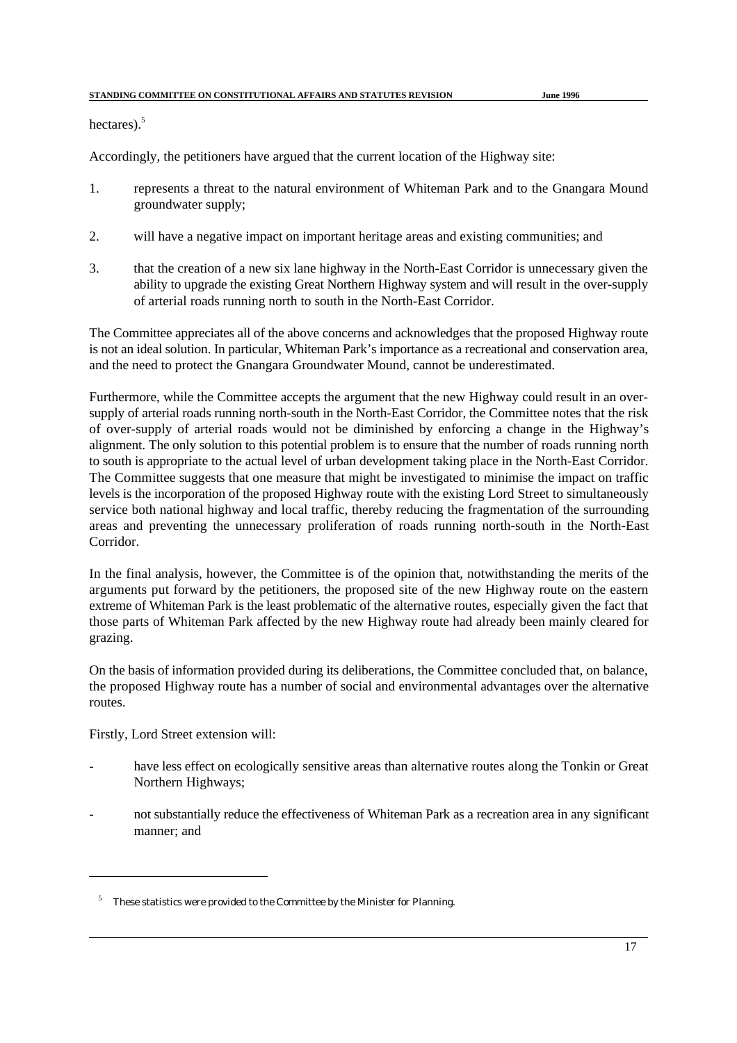hectares).[5]

Accordingly, the petitioners have argued that the current location of the Highway site:

1. represents a threat to the natural environment of Whiteman Park and to the Gnangara Mound groundwater supply;

2. will have a negative impact on important heritage areas and existing communities; and

3. that the creation of a new six lane highway in the North-East Corridor is unnecessary given the ability to upgrade the existing Great Northern Highway system and will result in the over-supply of arterial roads running north to south in the North-East Corridor.

The Committee appreciates all of the above concerns and acknowledges that the proposed Highway route is not an ideal solution. In particular, Whiteman Park's importance as a recreational and conservation area, and the need to protect the Gnangara Groundwater Mound, cannot be underestimated.

Furthermore, while the Committee accepts the argument that the new Highway could result in an over-supply of arterial roads running north-south in the North-East Corridor, the Committee notes that the risk of over-supply of arterial roads would not be diminished by enforcing a change in the Highway's alignment. The only solution to this potential problem is to ensure that the number of roads running north to south is appropriate to the actual level of urban development taking place in the North-East Corridor. The Committee suggests that one measure that might be investigated to minimise the impact on traffic levels is the incorporation of the proposed Highway route with the existing Lord Street to simultaneously service both national highway and local traffic, thereby reducing the fragmentation of the surrounding areas and preventing the unnecessary proliferation of roads running north-south in the North-East Corridor.

In the final analysis, however, the Committee is of the opinion that, notwithstanding the merits of the arguments put forward by the petitioners, the proposed site of the new Highway route on the eastern extreme of Whiteman Park is the least problematic of the alternative routes, especially given the fact that those parts of Whiteman Park affected by the new Highway route had already been mainly cleared for grazing.

On the basis of information provided during its deliberations, the Committee concluded that, on balance, the proposed Highway route has a number of social and environmental advantages over the alternative routes.

Firstly, Lord Street extension will:

- have less effect on ecologically sensitive areas than alternative routes along the Tonkin or Great Northern Highways;

- not substantially reduce the effectiveness of Whiteman Park as a recreation area in any significant manner; and

---

[5] These statistics were provided to the Committee by the Minister for Planning.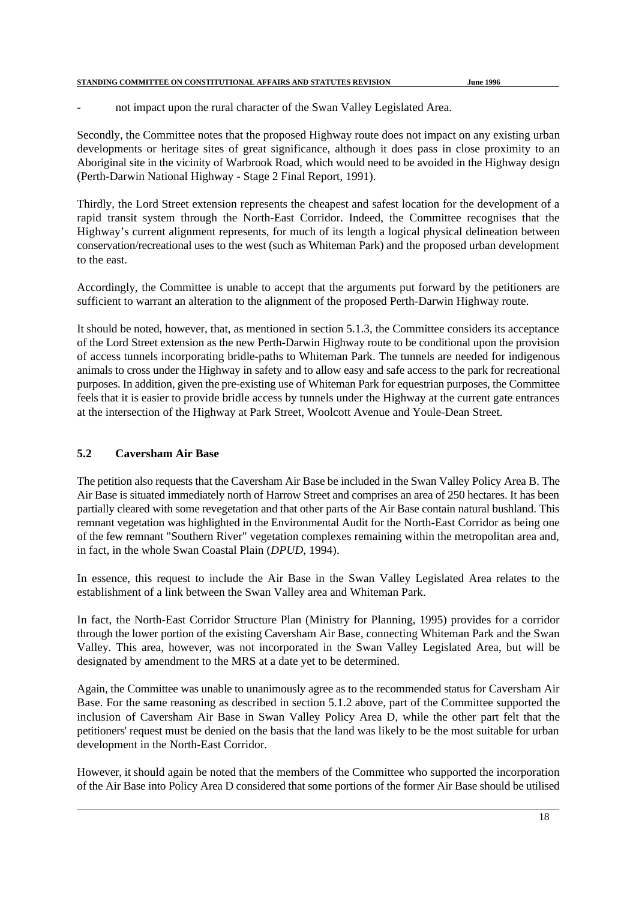- not impact upon the rural character of the Swan Valley Legislated Area.

Secondly, the Committee notes that the proposed Highway route does not impact on any existing urban developments or heritage sites of great significance, although it does pass in close proximity to an Aboriginal site in the vicinity of Warbrook Road, which would need to be avoided in the Highway design (Perth-Darwin National Highway - Stage 2 Final Report, 1991).

Thirdly, the Lord Street extension represents the cheapest and safest location for the development of a rapid transit system through the North-East Corridor. Indeed, the Committee recognises that the Highway's current alignment represents, for much of its length a logical physical delineation between conservation/recreational uses to the west (such as Whiteman Park) and the proposed urban development to the east.

Accordingly, the Committee is unable to accept that the arguments put forward by the petitioners are sufficient to warrant an alteration to the alignment of the proposed Perth-Darwin Highway route.

It should be noted, however, that, as mentioned in section 5.1.3, the Committee considers its acceptance of the Lord Street extension as the new Perth-Darwin Highway route to be conditional upon the provision of access tunnels incorporating bridle-paths to Whiteman Park. The tunnels are needed for indigenous animals to cross under the Highway in safety and to allow easy and safe access to the park for recreational purposes. In addition, given the pre-existing use of Whiteman Park for equestrian purposes, the Committee feels that it is easier to provide bridle access by tunnels under the Highway at the current gate entrances at the intersection of the Highway at Park Street, Woolcott Avenue and Youle-Dean Street.

## 5.2 Caversham Air Base

The petition also requests that the Caversham Air Base be included in the Swan Valley Policy Area B. The Air Base is situated immediately north of Harrow Street and comprises an area of 250 hectares. It has been partially cleared with some revegetation and that other parts of the Air Base contain natural bushland. This remnant vegetation was highlighted in the Environmental Audit for the North-East Corridor as being one of the few remnant "Southern River" vegetation complexes remaining within the metropolitan area and, in fact, in the whole Swan Coastal Plain (*DPUD*, 1994).

In essence, this request to include the Air Base in the Swan Valley Legislated Area relates to the establishment of a link between the Swan Valley area and Whiteman Park.

In fact, the North-East Corridor Structure Plan (Ministry for Planning, 1995) provides for a corridor through the lower portion of the existing Caversham Air Base, connecting Whiteman Park and the Swan Valley. This area, however, was not incorporated in the Swan Valley Legislated Area, but will be designated by amendment to the MRS at a date yet to be determined.

Again, the Committee was unable to unanimously agree as to the recommended status for Caversham Air Base. For the same reasoning as described in section 5.1.2 above, part of the Committee supported the inclusion of Caversham Air Base in Swan Valley Policy Area D, while the other part felt that the petitioners' request must be denied on the basis that the land was likely to be the most suitable for urban development in the North-East Corridor.

However, it should again be noted that the members of the Committee who supported the incorporation of the Air Base into Policy Area D considered that some portions of the former Air Base should be utilised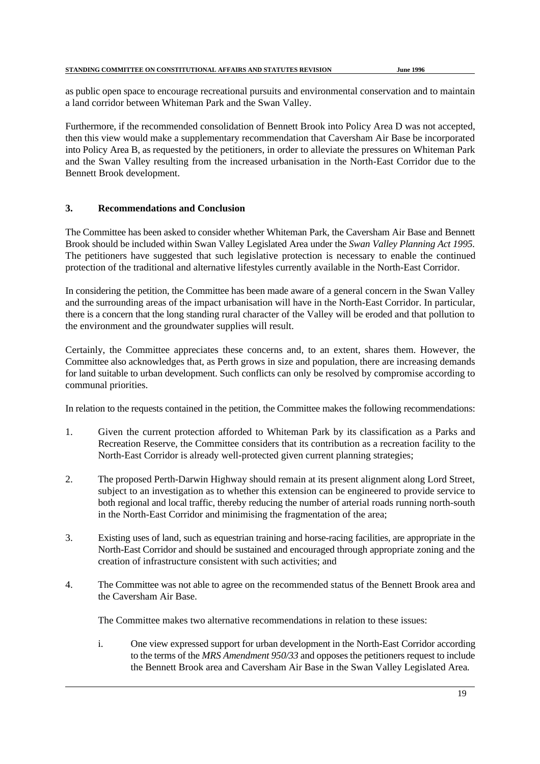as public open space to encourage recreational pursuits and environmental conservation and to maintain a land corridor between Whiteman Park and the Swan Valley.

Furthermore, if the recommended consolidation of Bennett Brook into Policy Area D was not accepted, then this view would make a supplementary recommendation that Caversham Air Base be incorporated into Policy Area B, as requested by the petitioners, in order to alleviate the pressures on Whiteman Park and the Swan Valley resulting from the increased urbanisation in the North-East Corridor due to the Bennett Brook development.

## 3. Recommendations and Conclusion

The Committee has been asked to consider whether Whiteman Park, the Caversham Air Base and Bennett Brook should be included within Swan Valley Legislated Area under the *Swan Valley Planning Act 1995*. The petitioners have suggested that such legislative protection is necessary to enable the continued protection of the traditional and alternative lifestyles currently available in the North-East Corridor.

In considering the petition, the Committee has been made aware of a general concern in the Swan Valley and the surrounding areas of the impact urbanisation will have in the North-East Corridor. In particular, there is a concern that the long standing rural character of the Valley will be eroded and that pollution to the environment and the groundwater supplies will result.

Certainly, the Committee appreciates these concerns and, to an extent, shares them. However, the Committee also acknowledges that, as Perth grows in size and population, there are increasing demands for land suitable to urban development. Such conflicts can only be resolved by compromise according to communal priorities.

In relation to the requests contained in the petition, the Committee makes the following recommendations:

1. Given the current protection afforded to Whiteman Park by its classification as a Parks and Recreation Reserve, the Committee considers that its contribution as a recreation facility to the North-East Corridor is already well-protected given current planning strategies;

2. The proposed Perth-Darwin Highway should remain at its present alignment along Lord Street, subject to an investigation as to whether this extension can be engineered to provide service to both regional and local traffic, thereby reducing the number of arterial roads running north-south in the North-East Corridor and minimising the fragmentation of the area;

3. Existing uses of land, such as equestrian training and horse-racing facilities, are appropriate in the North-East Corridor and should be sustained and encouraged through appropriate zoning and the creation of infrastructure consistent with such activities; and

4. The Committee was not able to agree on the recommended status of the Bennett Brook area and the Caversham Air Base.

   The Committee makes two alternative recommendations in relation to these issues:

   i. One view expressed support for urban development in the North-East Corridor according to the terms of the *MRS Amendment 950/33* and opposes the petitioners request to include the Bennett Brook area and Caversham Air Base in the Swan Valley Legislated Area.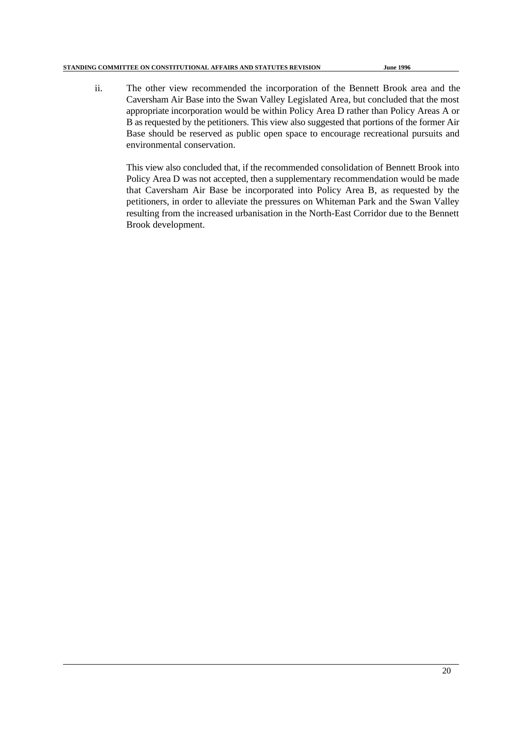ii. The other view recommended the incorporation of the Bennett Brook area and the Caversham Air Base into the Swan Valley Legislated Area, but concluded that the most appropriate incorporation would be within Policy Area D rather than Policy Areas A or B as requested by the petitioners. This view also suggested that portions of the former Air Base should be reserved as public open space to encourage recreational pursuits and environmental conservation.

    This view also concluded that, if the recommended consolidation of Bennett Brook into Policy Area D was not accepted, then a supplementary recommendation would be made that Caversham Air Base be incorporated into Policy Area B, as requested by the petitioners, in order to alleviate the pressures on Whiteman Park and the Swan Valley resulting from the increased urbanisation in the North-East Corridor due to the Bennett Brook development.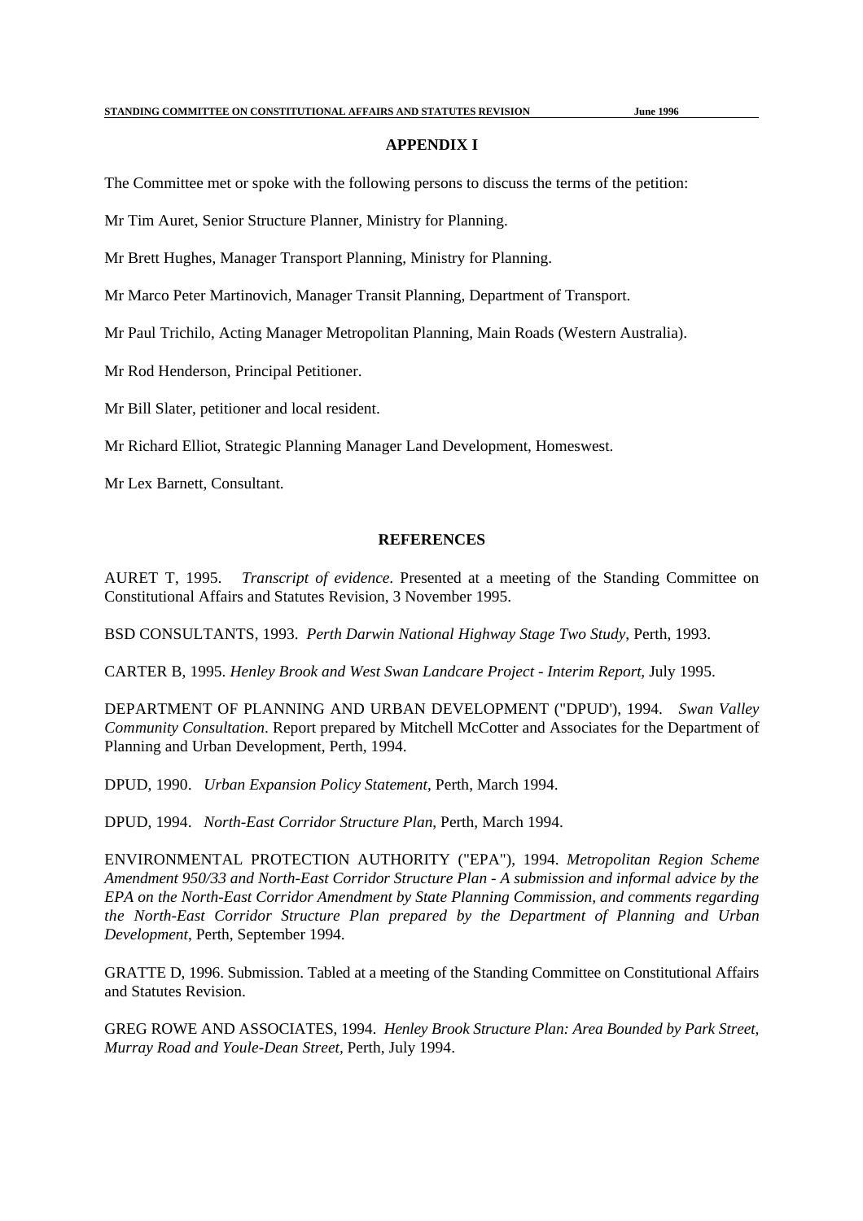## APPENDIX I

The Committee met or spoke with the following persons to discuss the terms of the petition:

Mr Tim Auret, Senior Structure Planner, Ministry for Planning.

Mr Brett Hughes, Manager Transport Planning, Ministry for Planning.

Mr Marco Peter Martinovich, Manager Transit Planning, Department of Transport.

Mr Paul Trichilo, Acting Manager Metropolitan Planning, Main Roads (Western Australia).

Mr Rod Henderson, Principal Petitioner.

Mr Bill Slater, petitioner and local resident.

Mr Richard Elliot, Strategic Planning Manager Land Development, Homeswest.

Mr Lex Barnett, Consultant.

## REFERENCES

AURET T, 1995. *Transcript of evidence*. Presented at a meeting of the Standing Committee on Constitutional Affairs and Statutes Revision, 3 November 1995.

BSD CONSULTANTS, 1993. *Perth Darwin National Highway Stage Two Study*, Perth, 1993.

CARTER B, 1995. *Henley Brook and West Swan Landcare Project - Interim Report*, July 1995.

DEPARTMENT OF PLANNING AND URBAN DEVELOPMENT ("DPUD'), 1994. *Swan Valley Community Consultation*. Report prepared by Mitchell McCotter and Associates for the Department of Planning and Urban Development, Perth, 1994.

DPUD, 1990. *Urban Expansion Policy Statement*, Perth, March 1994.

DPUD, 1994. *North-East Corridor Structure Plan*, Perth, March 1994.

ENVIRONMENTAL PROTECTION AUTHORITY ("EPA"), 1994. *Metropolitan Region Scheme Amendment 950/33 and North-East Corridor Structure Plan - A submission and informal advice by the EPA on the North-East Corridor Amendment by State Planning Commission, and comments regarding the North-East Corridor Structure Plan prepared by the Department of Planning and Urban Development*, Perth, September 1994.

GRATTE D, 1996. Submission. Tabled at a meeting of the Standing Committee on Constitutional Affairs and Statutes Revision.

GREG ROWE AND ASSOCIATES, 1994. *Henley Brook Structure Plan: Area Bounded by Park Street, Murray Road and Youle-Dean Street*, Perth, July 1994.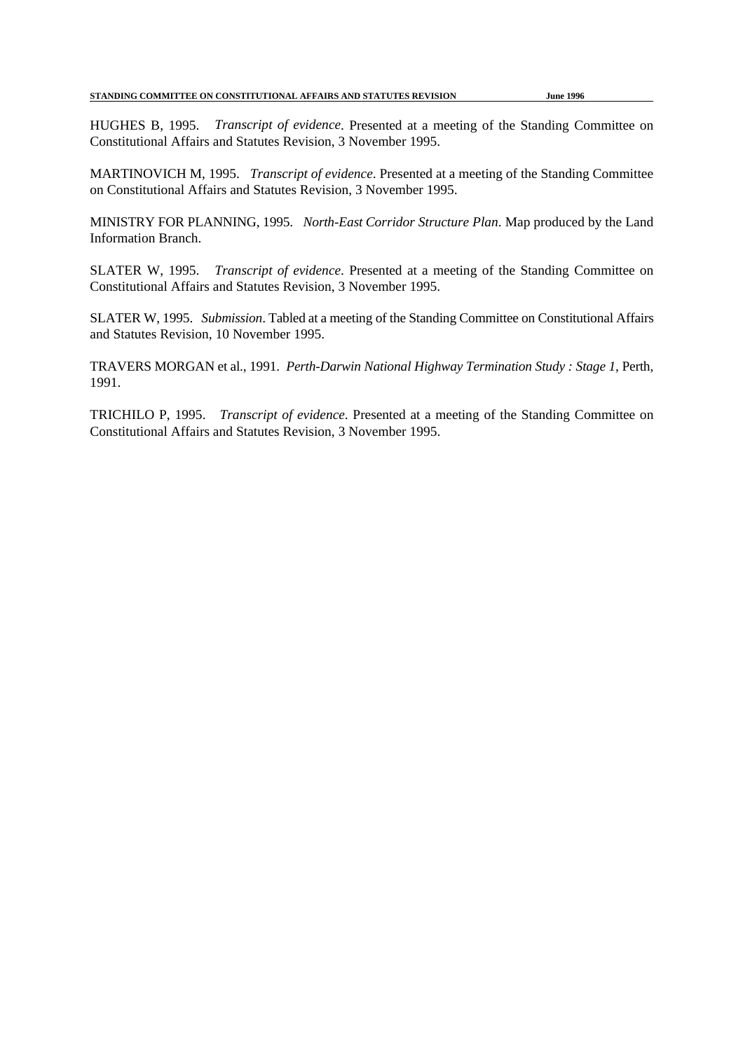HUGHES B, 1995. *Transcript of evidence*. Presented at a meeting of the Standing Committee on Constitutional Affairs and Statutes Revision, 3 November 1995.

MARTINOVICH M, 1995. *Transcript of evidence*. Presented at a meeting of the Standing Committee on Constitutional Affairs and Statutes Revision, 3 November 1995.

MINISTRY FOR PLANNING, 1995. *North-East Corridor Structure Plan*. Map produced by the Land Information Branch.

SLATER W, 1995. *Transcript of evidence*. Presented at a meeting of the Standing Committee on Constitutional Affairs and Statutes Revision, 3 November 1995.

SLATER W, 1995. *Submission*. Tabled at a meeting of the Standing Committee on Constitutional Affairs and Statutes Revision, 10 November 1995.

TRAVERS MORGAN et al., 1991. *Perth-Darwin National Highway Termination Study : Stage 1*, Perth, 1991.

TRICHILO P, 1995. *Transcript of evidence*. Presented at a meeting of the Standing Committee on Constitutional Affairs and Statutes Revision, 3 November 1995.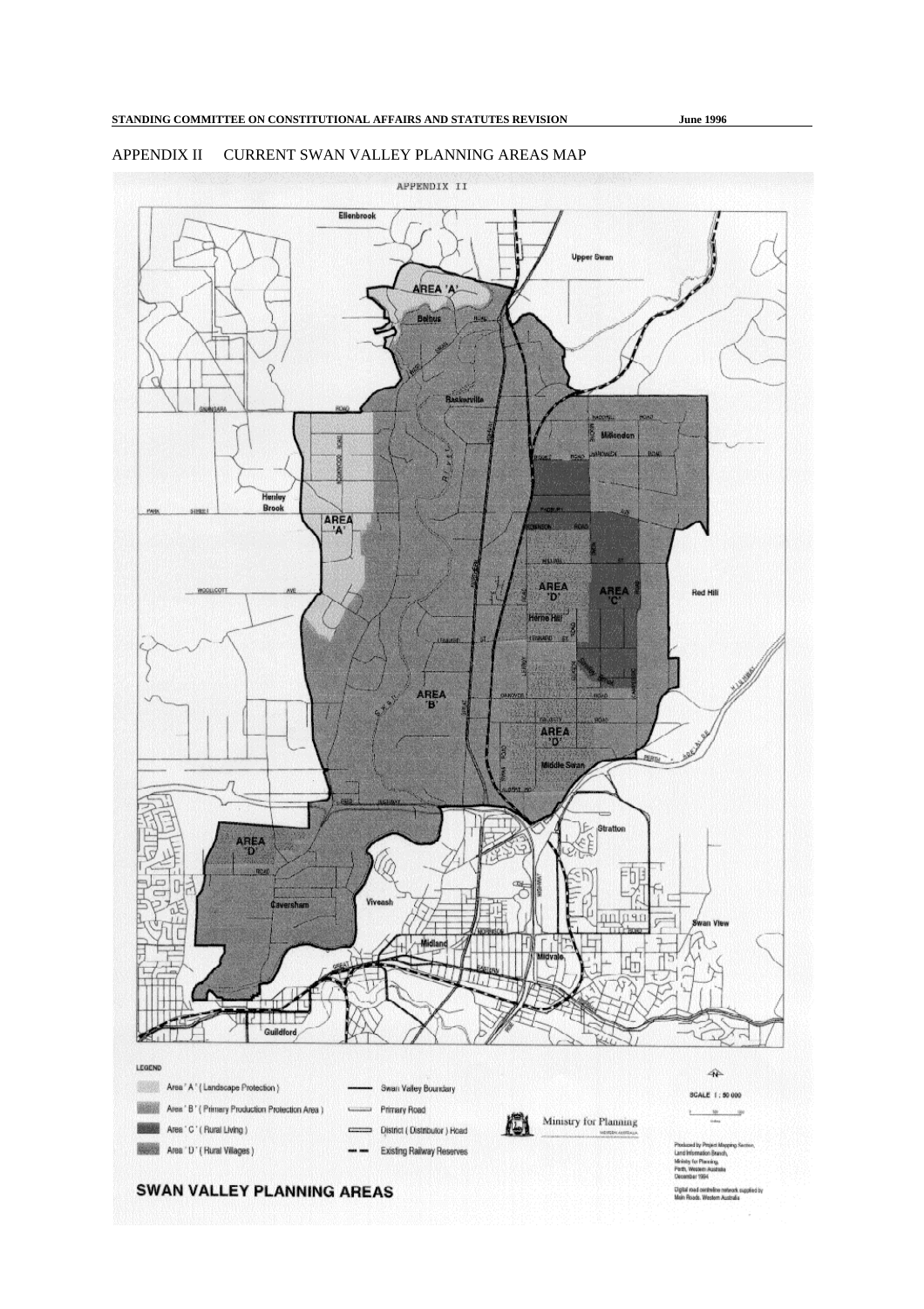# APPENDIX II CURRENT SWAN VALLEY PLANNING AREAS MAP

APPENDIX II

**LEGEND**

- Area 'A' (Landscape Protection)
- Area 'B' (Primary Production Protection Area)
- Area 'C' (Rural Living)
- Area 'D' (Rural Villages)
- Swan Valley Boundary
- Primary Road
- District (Distributor) Road
- Existing Railway Reserves

Ministry for Planning

SCALE 1 : 50 000

Produced by Project Mapping Section, Land Information Branch, Ministry for Planning, Perth, Western Australia December 1994

Digital road centreline network supplied by Main Roads, Western Australia

**SWAN VALLEY PLANNING AREAS**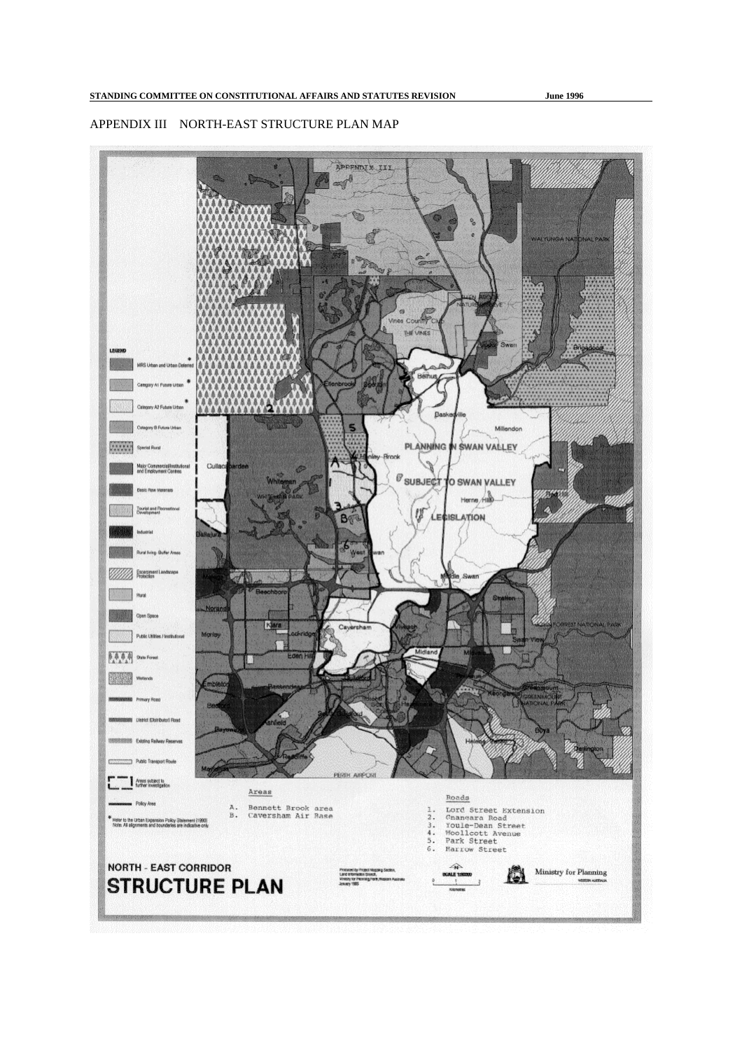# APPENDIX III NORTH-EAST STRUCTURE PLAN MAP

APPENDIX III

**LEGEND**

- MRS Urban and Urban Deferred *
- Category A1 Future Urban *
- Category A2 Future Urban *
- Category B Future Urban
- Special Rural
- Major Commercial/Institutional and Employment Centres
- Basic Raw Materials
- Tourist and Recreational Development
- Industrial
- Rural living- Buffer Areas
- Escarpment Landscape Protection
- Rural
- Open Space
- Public Utilities / Institutional
- State Forest
- Wetlands
- Primary Road
- District (Distributor) Road
- Existing Railway Reserves
- Public Transport Route
- Areas subject to further investigation
- Policy Area

\* Refer to the Urban Expansion Policy Statement (1990)
Note: All alignments and boundaries are indicative only

PLANNING IN SWAN VALLEY

SUBJECT TO SWAN VALLEY LEGISLATION

WALYUNGA NATIONAL PARK

JOHN FORREST NATIONAL PARK

GREENMOUNT NATIONAL PARK

PERTH AIRPORT

Areas

A. Bennett Brook area
B. Caversham Air Base

Roads

1. Lord Street Extension
2. Gnangara Road
3. Youle-Dean Street
4. Woollcott Avenue
5. Park Street
6. Harrow Street

**NORTH - EAST CORRIDOR**

**STRUCTURE PLAN**

Produced by Project Mapping Section, Land Information Branch, Ministry for Planning, Perth, Western Australia January 1995

SCALE 1:50000

Ministry for Planning
WESTERN AUSTRALIA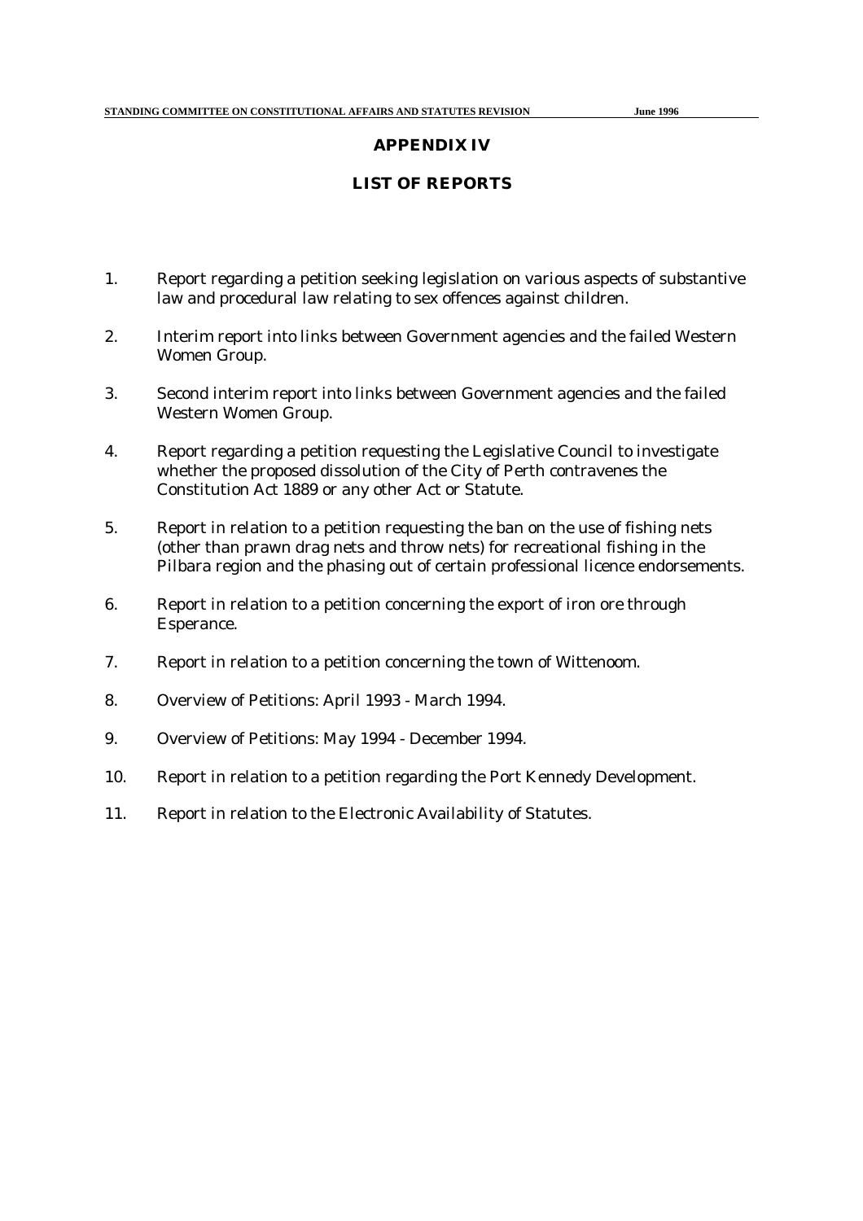# APPENDIX IV

## LIST OF REPORTS

1. Report regarding a petition seeking legislation on various aspects of substantive law and procedural law relating to sex offences against children.

2. Interim report into links between Government agencies and the failed Western Women Group.

3. Second interim report into links between Government agencies and the failed Western Women Group.

4. Report regarding a petition requesting the Legislative Council to investigate whether the proposed dissolution of the City of Perth contravenes the Constitution Act 1889 or any other Act or Statute.

5. Report in relation to a petition requesting the ban on the use of fishing nets (other than prawn drag nets and throw nets) for recreational fishing in the Pilbara region and the phasing out of certain professional licence endorsements.

6. Report in relation to a petition concerning the export of iron ore through Esperance.

7. Report in relation to a petition concerning the town of Wittenoom.

8. Overview of Petitions: April 1993 - March 1994.

9. Overview of Petitions: May 1994 - December 1994.

10. Report in relation to a petition regarding the Port Kennedy Development.

11. Report in relation to the Electronic Availability of Statutes.